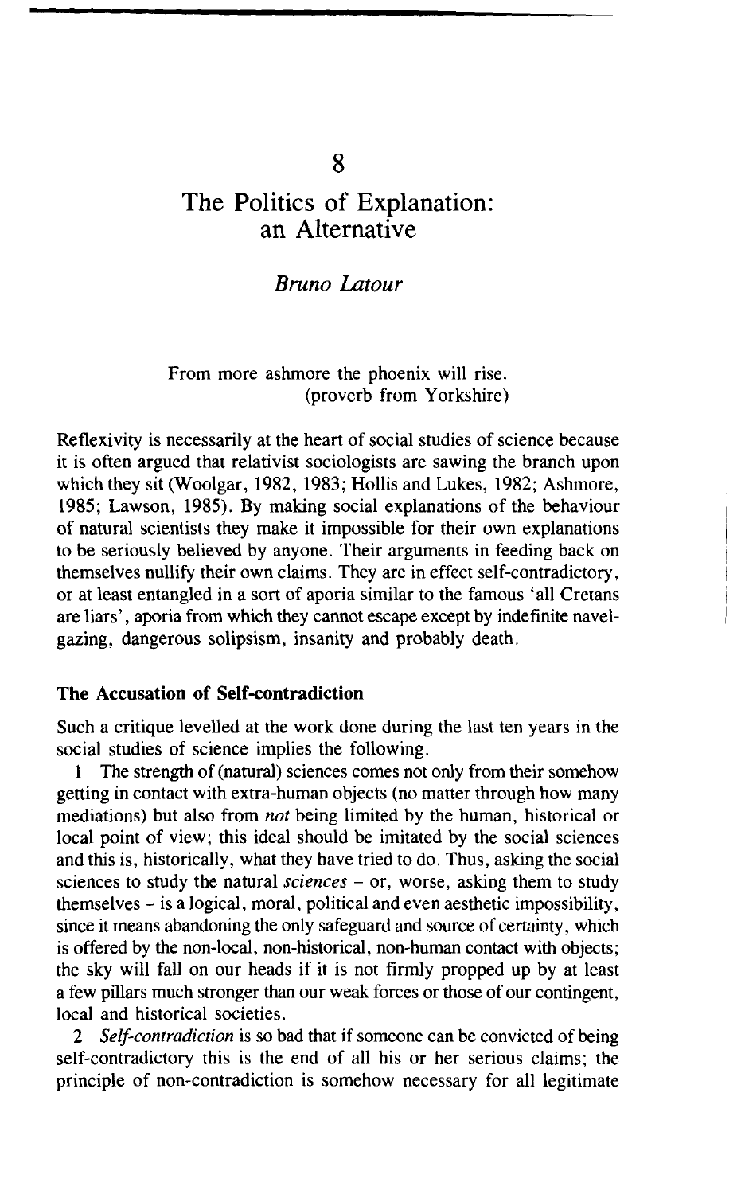# 8

# The Politics of Explanation: an Alternative

*Bruno Latour*

From more ashmore the phoenix will rise.
(proverb from Yorkshire)

Reflexivity is necessarily at the heart of social studies of science because it is often argued that relativist sociologists are sawing the branch upon which they sit (Woolgar, 1982, 1983; Hollis and Lukes, 1982; Ashmore, 1985; Lawson, 1985). By making social explanations of the behaviour of natural scientists they make it impossible for their own explanations to be seriously believed by anyone. Their arguments in feeding back on themselves nullify their own claims. They are in effect self-contradictory, or at least entangled in a sort of aporia similar to the famous 'all Cretans are liars', aporia from which they cannot escape except by indefinite navel-gazing, dangerous solipsism, insanity and probably death.

## The Accusation of Self-contradiction

Such a critique levelled at the work done during the last ten years in the social studies of science implies the following.

1 The strength of (natural) sciences comes not only from their somehow getting in contact with extra-human objects (no matter through how many mediations) but also from *not* being limited by the human, historical or local point of view; this ideal should be imitated by the social sciences and this is, historically, what they have tried to do. Thus, asking the social sciences to study the natural *sciences* – or, worse, asking them to study themselves – is a logical, moral, political and even aesthetic impossibility, since it means abandoning the only safeguard and source of certainty, which is offered by the non-local, non-historical, non-human contact with objects; the sky will fall on our heads if it is not firmly propped up by at least a few pillars much stronger than our weak forces or those of our contingent, local and historical societies.

2 *Self-contradiction* is so bad that if someone can be convicted of being self-contradictory this is the end of all his or her serious claims; the principle of non-contradiction is somehow necessary for all legitimate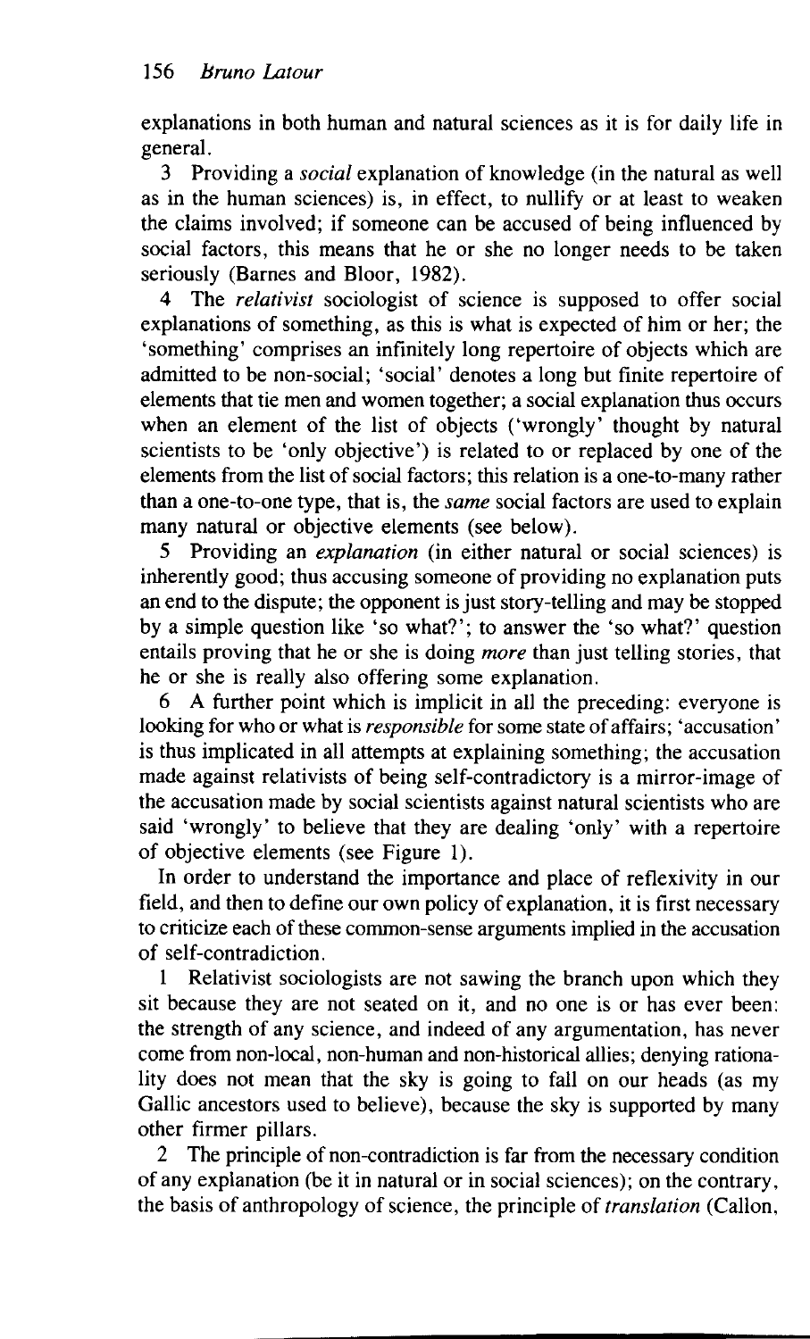explanations in both human and natural sciences as it is for daily life in general.

3 Providing a *social* explanation of knowledge (in the natural as well as in the human sciences) is, in effect, to nullify or at least to weaken the claims involved; if someone can be accused of being influenced by social factors, this means that he or she no longer needs to be taken seriously (Barnes and Bloor, 1982).

4 The *relativist* sociologist of science is supposed to offer social explanations of something, as this is what is expected of him or her; the 'something' comprises an infinitely long repertoire of objects which are admitted to be non-social; 'social' denotes a long but finite repertoire of elements that tie men and women together; a social explanation thus occurs when an element of the list of objects ('wrongly' thought by natural scientists to be 'only objective') is related to or replaced by one of the elements from the list of social factors; this relation is a one-to-many rather than a one-to-one type, that is, the *same* social factors are used to explain many natural or objective elements (see below).

5 Providing an *explanation* (in either natural or social sciences) is inherently good; thus accusing someone of providing no explanation puts an end to the dispute; the opponent is just story-telling and may be stopped by a simple question like 'so what?'; to answer the 'so what?' question entails proving that he or she is doing *more* than just telling stories, that he or she is really also offering some explanation.

6 A further point which is implicit in all the preceding: everyone is looking for who or what is *responsible* for some state of affairs; 'accusation' is thus implicated in all attempts at explaining something; the accusation made against relativists of being self-contradictory is a mirror-image of the accusation made by social scientists against natural scientists who are said 'wrongly' to believe that they are dealing 'only' with a repertoire of objective elements (see Figure 1).

In order to understand the importance and place of reflexivity in our field, and then to define our own policy of explanation, it is first necessary to criticize each of these common-sense arguments implied in the accusation of self-contradiction.

1 Relativist sociologists are not sawing the branch upon which they sit because they are not seated on it, and no one is or has ever been: the strength of any science, and indeed of any argumentation, has never come from non-local, non-human and non-historical allies; denying rationality does not mean that the sky is going to fall on our heads (as my Gallic ancestors used to believe), because the sky is supported by many other firmer pillars.

2 The principle of non-contradiction is far from the necessary condition of any explanation (be it in natural or in social sciences); on the contrary, the basis of anthropology of science, the principle of *translation* (Callon,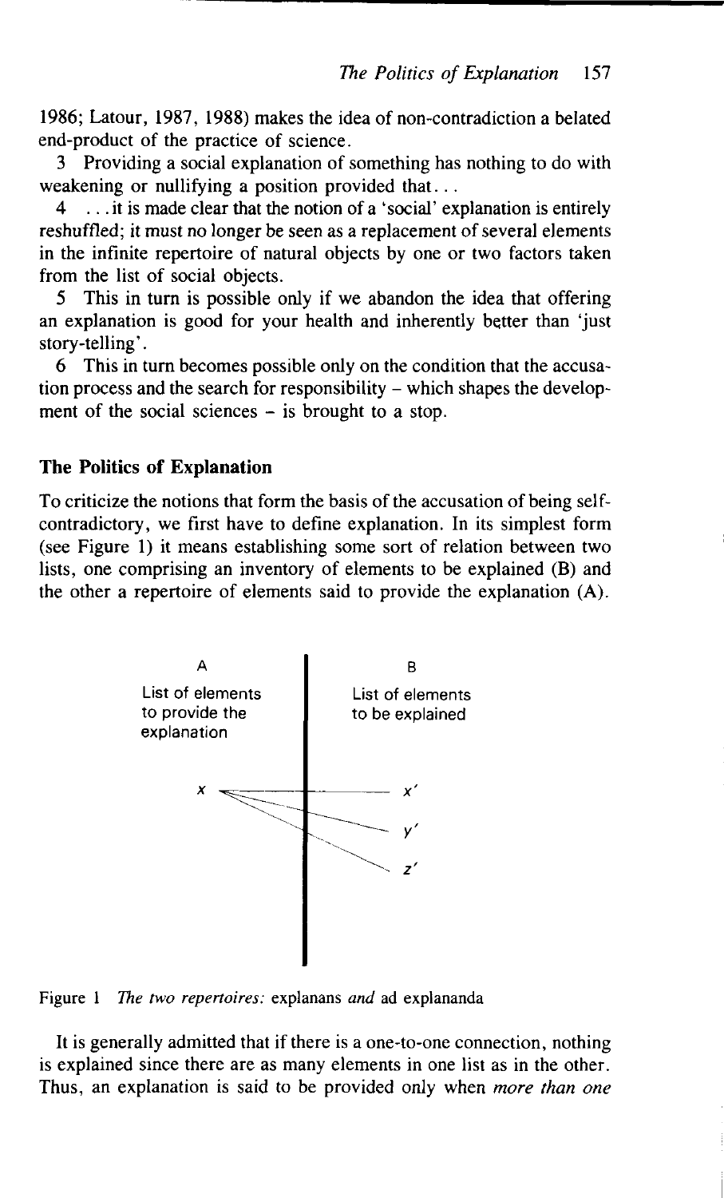1986; Latour, 1987, 1988) makes the idea of non-contradiction a belated end-product of the practice of science.

3 Providing a social explanation of something has nothing to do with weakening or nullifying a position provided that...

4 ...it is made clear that the notion of a 'social' explanation is entirely reshuffled; it must no longer be seen as a replacement of several elements in the infinite repertoire of natural objects by one or two factors taken from the list of social objects.

5 This in turn is possible only if we abandon the idea that offering an explanation is good for your health and inherently better than 'just story-telling'.

6 This in turn becomes possible only on the condition that the accusation process and the search for responsibility – which shapes the development of the social sciences – is brought to a stop.

## The Politics of Explanation

To criticize the notions that form the basis of the accusation of being self-contradictory, we first have to define explanation. In its simplest form (see Figure 1) it means establishing some sort of relation between two lists, one comprising an inventory of elements to be explained (B) and the other a repertoire of elements said to provide the explanation (A).

A — List of elements to provide the explanation

B — List of elements to be explained

$x$ → $x'$, $y'$, $z'$

Figure 1 *The two repertoires:* explanans *and* ad explananda

It is generally admitted that if there is a one-to-one connection, nothing is explained since there are as many elements in one list as in the other. Thus, an explanation is said to be provided only when *more than one*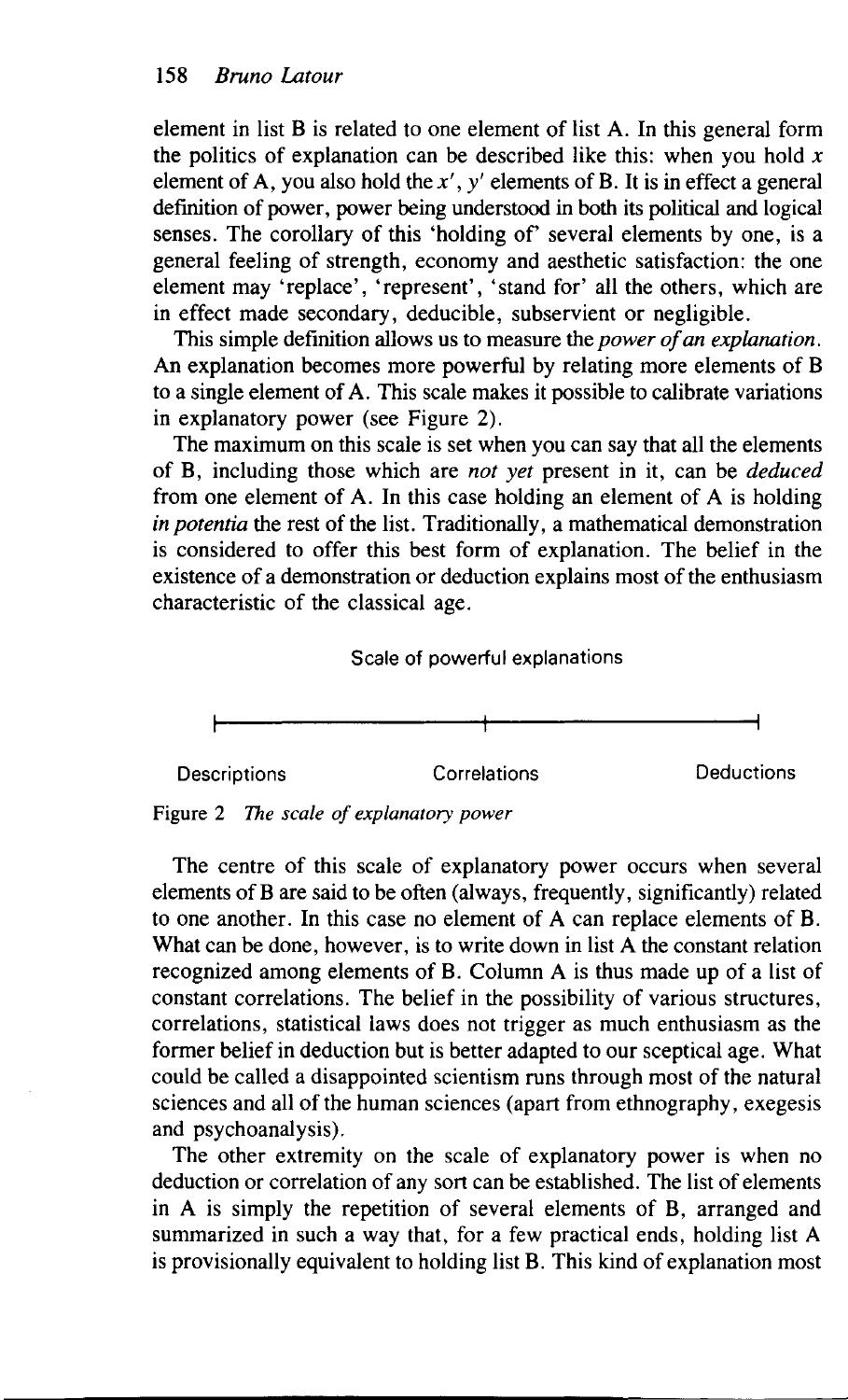element in list B is related to one element of list A. In this general form the politics of explanation can be described like this: when you hold $x$ element of A, you also hold the $x'$, $y'$ elements of B. It is in effect a general definition of power, power being understood in both its political and logical senses. The corollary of this 'holding of' several elements by one, is a general feeling of strength, economy and aesthetic satisfaction: the one element may 'replace', 'represent', 'stand for' all the others, which are in effect made secondary, deducible, subservient or negligible.

This simple definition allows us to measure the *power of an explanation*. An explanation becomes more powerful by relating more elements of B to a single element of A. This scale makes it possible to calibrate variations in explanatory power (see Figure 2).

The maximum on this scale is set when you can say that all the elements of B, including those which are *not yet* present in it, can be *deduced* from one element of A. In this case holding an element of A is holding *in potentia* the rest of the list. Traditionally, a mathematical demonstration is considered to offer this best form of explanation. The belief in the existence of a demonstration or deduction explains most of the enthusiasm characteristic of the classical age.

Scale of powerful explanations

Descriptions

Correlations

Deductions

Figure 2 *The scale of explanatory power*

The centre of this scale of explanatory power occurs when several elements of B are said to be often (always, frequently, significantly) related to one another. In this case no element of A can replace elements of B. What can be done, however, is to write down in list A the constant relation recognized among elements of B. Column A is thus made up of a list of constant correlations. The belief in the possibility of various structures, correlations, statistical laws does not trigger as much enthusiasm as the former belief in deduction but is better adapted to our sceptical age. What could be called a disappointed scientism runs through most of the natural sciences and all of the human sciences (apart from ethnography, exegesis and psychoanalysis).

The other extremity on the scale of explanatory power is when no deduction or correlation of any sort can be established. The list of elements in A is simply the repetition of several elements of B, arranged and summarized in such a way that, for a few practical ends, holding list A is provisionally equivalent to holding list B. This kind of explanation most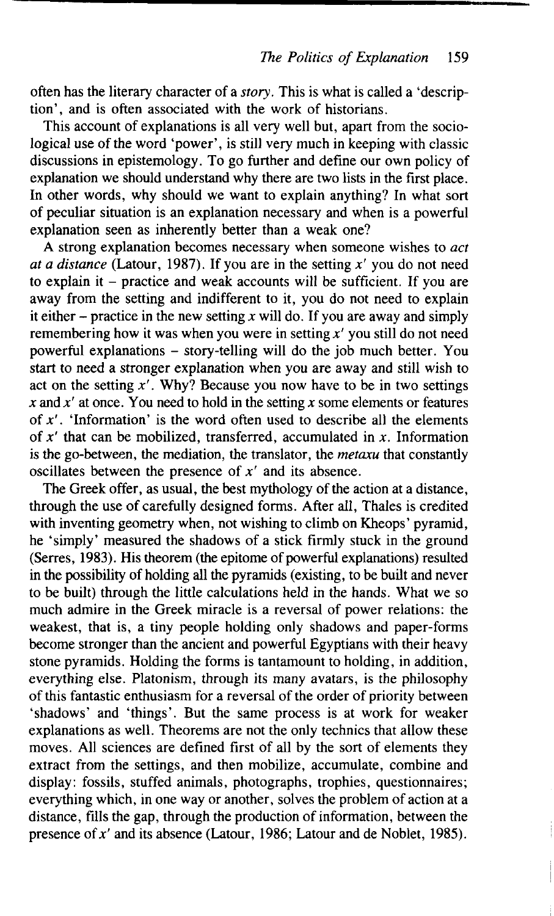often has the literary character of a *story*. This is what is called a 'description', and is often associated with the work of historians.

This account of explanations is all very well but, apart from the sociological use of the word 'power', is still very much in keeping with classic discussions in epistemology. To go further and define our own policy of explanation we should understand why there are two lists in the first place. In other words, why should we want to explain anything? In what sort of peculiar situation is an explanation necessary and when is a powerful explanation seen as inherently better than a weak one?

A strong explanation becomes necessary when someone wishes to *act at a distance* (Latour, 1987). If you are in the setting $x'$ you do not need to explain it – practice and weak accounts will be sufficient. If you are away from the setting and indifferent to it, you do not need to explain it either – practice in the new setting $x$ will do. If you are away and simply remembering how it was when you were in setting $x'$ you still do not need powerful explanations – story-telling will do the job much better. You start to need a stronger explanation when you are away and still wish to act on the setting $x'$. Why? Because you now have to be in two settings $x$ and $x'$ at once. You need to hold in the setting $x$ some elements or features of $x'$. 'Information' is the word often used to describe all the elements of $x'$ that can be mobilized, transferred, accumulated in $x$. Information is the go-between, the mediation, the translator, the *metaxu* that constantly oscillates between the presence of $x'$ and its absence.

The Greek offer, as usual, the best mythology of the action at a distance, through the use of carefully designed forms. After all, Thales is credited with inventing geometry when, not wishing to climb on Kheops' pyramid, he 'simply' measured the shadows of a stick firmly stuck in the ground (Serres, 1983). His theorem (the epitome of powerful explanations) resulted in the possibility of holding all the pyramids (existing, to be built and never to be built) through the little calculations held in the hands. What we so much admire in the Greek miracle is a reversal of power relations: the weakest, that is, a tiny people holding only shadows and paper-forms become stronger than the ancient and powerful Egyptians with their heavy stone pyramids. Holding the forms is tantamount to holding, in addition, everything else. Platonism, through its many avatars, is the philosophy of this fantastic enthusiasm for a reversal of the order of priority between 'shadows' and 'things'. But the same process is at work for weaker explanations as well. Theorems are not the only technics that allow these moves. All sciences are defined first of all by the sort of elements they extract from the settings, and then mobilize, accumulate, combine and display: fossils, stuffed animals, photographs, trophies, questionnaires; everything which, in one way or another, solves the problem of action at a distance, fills the gap, through the production of information, between the presence of $x'$ and its absence (Latour, 1986; Latour and de Noblet, 1985).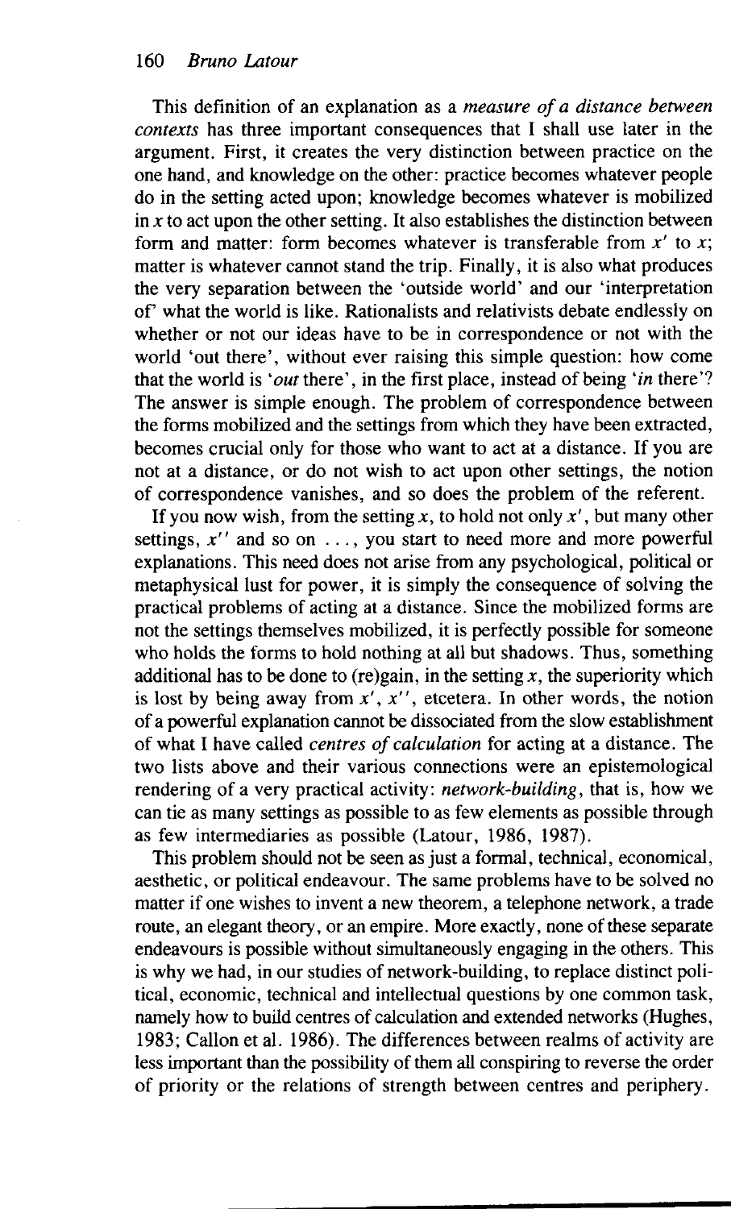This definition of an explanation as a *measure of a distance between contexts* has three important consequences that I shall use later in the argument. First, it creates the very distinction between practice on the one hand, and knowledge on the other: practice becomes whatever people do in the setting acted upon; knowledge becomes whatever is mobilized in $x$ to act upon the other setting. It also establishes the distinction between form and matter: form becomes whatever is transferable from $x'$ to $x$; matter is whatever cannot stand the trip. Finally, it is also what produces the very separation between the 'outside world' and our 'interpretation of' what the world is like. Rationalists and relativists debate endlessly on whether or not our ideas have to be in correspondence or not with the world 'out there', without ever raising this simple question: how come that the world is '*out* there', in the first place, instead of being '*in* there'? The answer is simple enough. The problem of correspondence between the forms mobilized and the settings from which they have been extracted, becomes crucial only for those who want to act at a distance. If you are not at a distance, or do not wish to act upon other settings, the notion of correspondence vanishes, and so does the problem of the referent.

If you now wish, from the setting $x$, to hold not only $x'$, but many other settings, $x''$ and so on . . . , you start to need more and more powerful explanations. This need does not arise from any psychological, political or metaphysical lust for power, it is simply the consequence of solving the practical problems of acting at a distance. Since the mobilized forms are not the settings themselves mobilized, it is perfectly possible for someone who holds the forms to hold nothing at all but shadows. Thus, something additional has to be done to (re)gain, in the setting $x$, the superiority which is lost by being away from $x'$, $x''$, etcetera. In other words, the notion of a powerful explanation cannot be dissociated from the slow establishment of what I have called *centres of calculation* for acting at a distance. The two lists above and their various connections were an epistemological rendering of a very practical activity: *network-building*, that is, how we can tie as many settings as possible to as few elements as possible through as few intermediaries as possible (Latour, 1986, 1987).

This problem should not be seen as just a formal, technical, economical, aesthetic, or political endeavour. The same problems have to be solved no matter if one wishes to invent a new theorem, a telephone network, a trade route, an elegant theory, or an empire. More exactly, none of these separate endeavours is possible without simultaneously engaging in the others. This is why we had, in our studies of network-building, to replace distinct political, economic, technical and intellectual questions by one common task, namely how to build centres of calculation and extended networks (Hughes, 1983; Callon et al. 1986). The differences between realms of activity are less important than the possibility of them all conspiring to reverse the order of priority or the relations of strength between centres and periphery.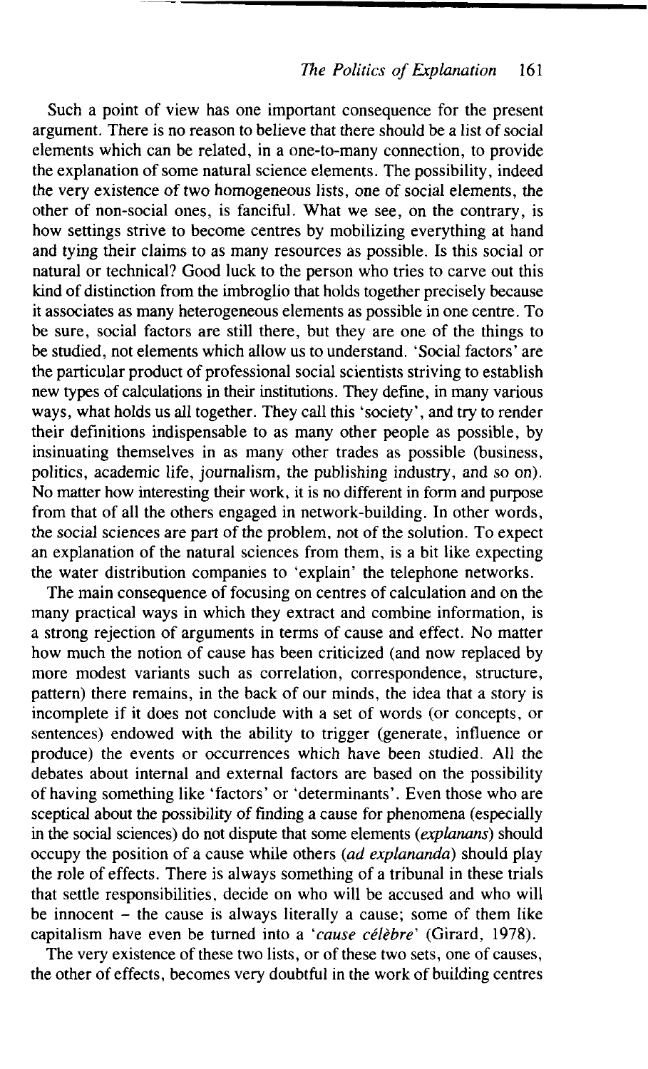Such a point of view has one important consequence for the present argument. There is no reason to believe that there should be a list of social elements which can be related, in a one-to-many connection, to provide the explanation of some natural science elements. The possibility, indeed the very existence of two homogeneous lists, one of social elements, the other of non-social ones, is fanciful. What we see, on the contrary, is how settings strive to become centres by mobilizing everything at hand and tying their claims to as many resources as possible. Is this social or natural or technical? Good luck to the person who tries to carve out this kind of distinction from the imbroglio that holds together precisely because it associates as many heterogeneous elements as possible in one centre. To be sure, social factors are still there, but they are one of the things to be studied, not elements which allow us to understand. 'Social factors' are the particular product of professional social scientists striving to establish new types of calculations in their institutions. They define, in many various ways, what holds us all together. They call this 'society', and try to render their definitions indispensable to as many other people as possible, by insinuating themselves in as many other trades as possible (business, politics, academic life, journalism, the publishing industry, and so on). No matter how interesting their work, it is no different in form and purpose from that of all the others engaged in network-building. In other words, the social sciences are part of the problem, not of the solution. To expect an explanation of the natural sciences from them, is a bit like expecting the water distribution companies to 'explain' the telephone networks.

The main consequence of focusing on centres of calculation and on the many practical ways in which they extract and combine information, is a strong rejection of arguments in terms of cause and effect. No matter how much the notion of cause has been criticized (and now replaced by more modest variants such as correlation, correspondence, structure, pattern) there remains, in the back of our minds, the idea that a story is incomplete if it does not conclude with a set of words (or concepts, or sentences) endowed with the ability to trigger (generate, influence or produce) the events or occurrences which have been studied. All the debates about internal and external factors are based on the possibility of having something like 'factors' or 'determinants'. Even those who are sceptical about the possibility of finding a cause for phenomena (especially in the social sciences) do not dispute that some elements (*explanans*) should occupy the position of a cause while others (*ad explananda*) should play the role of effects. There is always something of a tribunal in these trials that settle responsibilities, decide on who will be accused and who will be innocent – the cause is always literally a cause; some of them like capitalism have even be turned into a '*cause célèbre*' (Girard, 1978).

The very existence of these two lists, or of these two sets, one of causes, the other of effects, becomes very doubtful in the work of building centres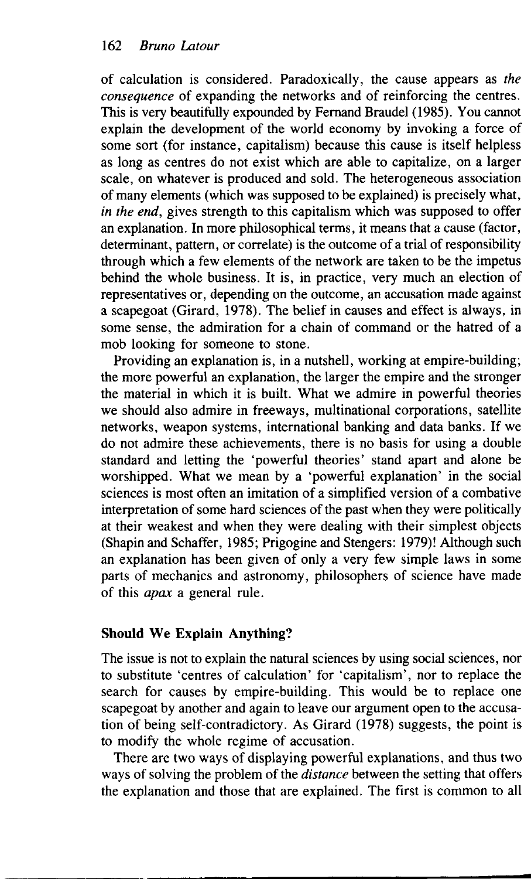of calculation is considered. Paradoxically, the cause appears as *the consequence* of expanding the networks and of reinforcing the centres. This is very beautifully expounded by Fernand Braudel (1985). You cannot explain the development of the world economy by invoking a force of some sort (for instance, capitalism) because this cause is itself helpless as long as centres do not exist which are able to capitalize, on a larger scale, on whatever is produced and sold. The heterogeneous association of many elements (which was supposed to be explained) is precisely what, *in the end*, gives strength to this capitalism which was supposed to offer an explanation. In more philosophical terms, it means that a cause (factor, determinant, pattern, or correlate) is the outcome of a trial of responsibility through which a few elements of the network are taken to be the impetus behind the whole business. It is, in practice, very much an election of representatives or, depending on the outcome, an accusation made against a scapegoat (Girard, 1978). The belief in causes and effect is always, in some sense, the admiration for a chain of command or the hatred of a mob looking for someone to stone.

Providing an explanation is, in a nutshell, working at empire-building; the more powerful an explanation, the larger the empire and the stronger the material in which it is built. What we admire in powerful theories we should also admire in freeways, multinational corporations, satellite networks, weapon systems, international banking and data banks. If we do not admire these achievements, there is no basis for using a double standard and letting the 'powerful theories' stand apart and alone be worshipped. What we mean by a 'powerful explanation' in the social sciences is most often an imitation of a simplified version of a combative interpretation of some hard sciences of the past when they were politically at their weakest and when they were dealing with their simplest objects (Shapin and Schaffer, 1985; Prigogine and Stengers: 1979)! Although such an explanation has been given of only a very few simple laws in some parts of mechanics and astronomy, philosophers of science have made of this *apax* a general rule.

## Should We Explain Anything?

The issue is not to explain the natural sciences by using social sciences, nor to substitute 'centres of calculation' for 'capitalism', nor to replace the search for causes by empire-building. This would be to replace one scapegoat by another and again to leave our argument open to the accusation of being self-contradictory. As Girard (1978) suggests, the point is to modify the whole regime of accusation.

There are two ways of displaying powerful explanations, and thus two ways of solving the problem of the *distance* between the setting that offers the explanation and those that are explained. The first is common to all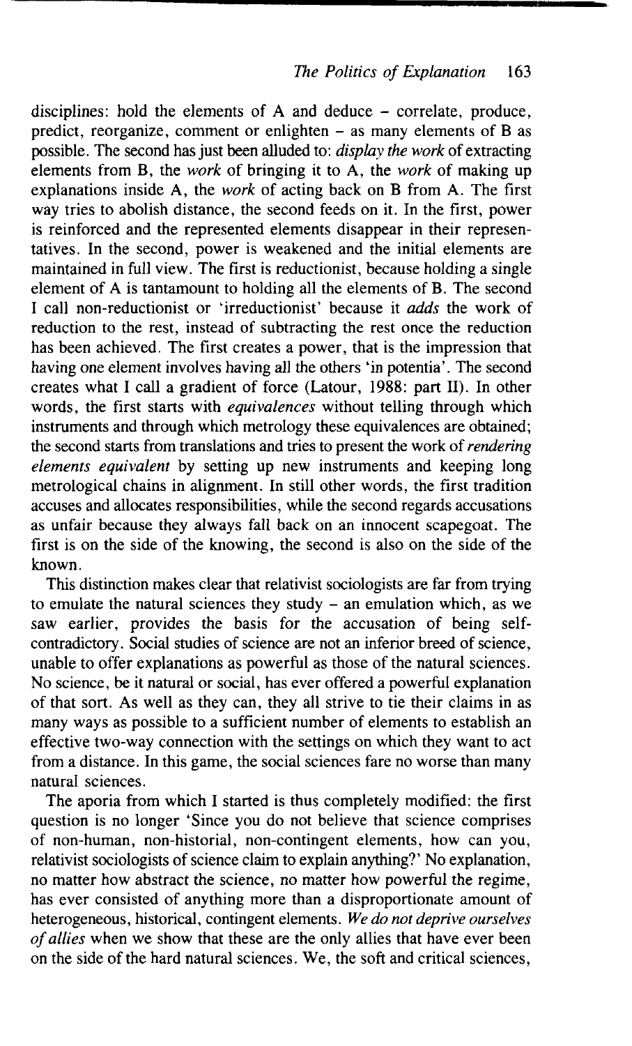disciplines: hold the elements of A and deduce – correlate, produce, predict, reorganize, comment or enlighten – as many elements of B as possible. The second has just been alluded to: *display the work* of extracting elements from B, the *work* of bringing it to A, the *work* of making up explanations inside A, the *work* of acting back on B from A. The first way tries to abolish distance, the second feeds on it. In the first, power is reinforced and the represented elements disappear in their representatives. In the second, power is weakened and the initial elements are maintained in full view. The first is reductionist, because holding a single element of A is tantamount to holding all the elements of B. The second I call non-reductionist or 'irreductionist' because it *adds* the work of reduction to the rest, instead of subtracting the rest once the reduction has been achieved. The first creates a power, that is the impression that having one element involves having all the others 'in potentia'. The second creates what I call a gradient of force (Latour, 1988: part II). In other words, the first starts with *equivalences* without telling through which instruments and through which metrology these equivalences are obtained; the second starts from translations and tries to present the work of *rendering elements equivalent* by setting up new instruments and keeping long metrological chains in alignment. In still other words, the first tradition accuses and allocates responsibilities, while the second regards accusations as unfair because they always fall back on an innocent scapegoat. The first is on the side of the knowing, the second is also on the side of the known.

This distinction makes clear that relativist sociologists are far from trying to emulate the natural sciences they study – an emulation which, as we saw earlier, provides the basis for the accusation of being self-contradictory. Social studies of science are not an inferior breed of science, unable to offer explanations as powerful as those of the natural sciences. No science, be it natural or social, has ever offered a powerful explanation of that sort. As well as they can, they all strive to tie their claims in as many ways as possible to a sufficient number of elements to establish an effective two-way connection with the settings on which they want to act from a distance. In this game, the social sciences fare no worse than many natural sciences.

The aporia from which I started is thus completely modified: the first question is no longer 'Since you do not believe that science comprises of non-human, non-historial, non-contingent elements, how can you, relativist sociologists of science claim to explain anything?' No explanation, no matter how abstract the science, no matter how powerful the regime, has ever consisted of anything more than a disproportionate amount of heterogeneous, historical, contingent elements. *We do not deprive ourselves of allies* when we show that these are the only allies that have ever been on the side of the hard natural sciences. We, the soft and critical sciences,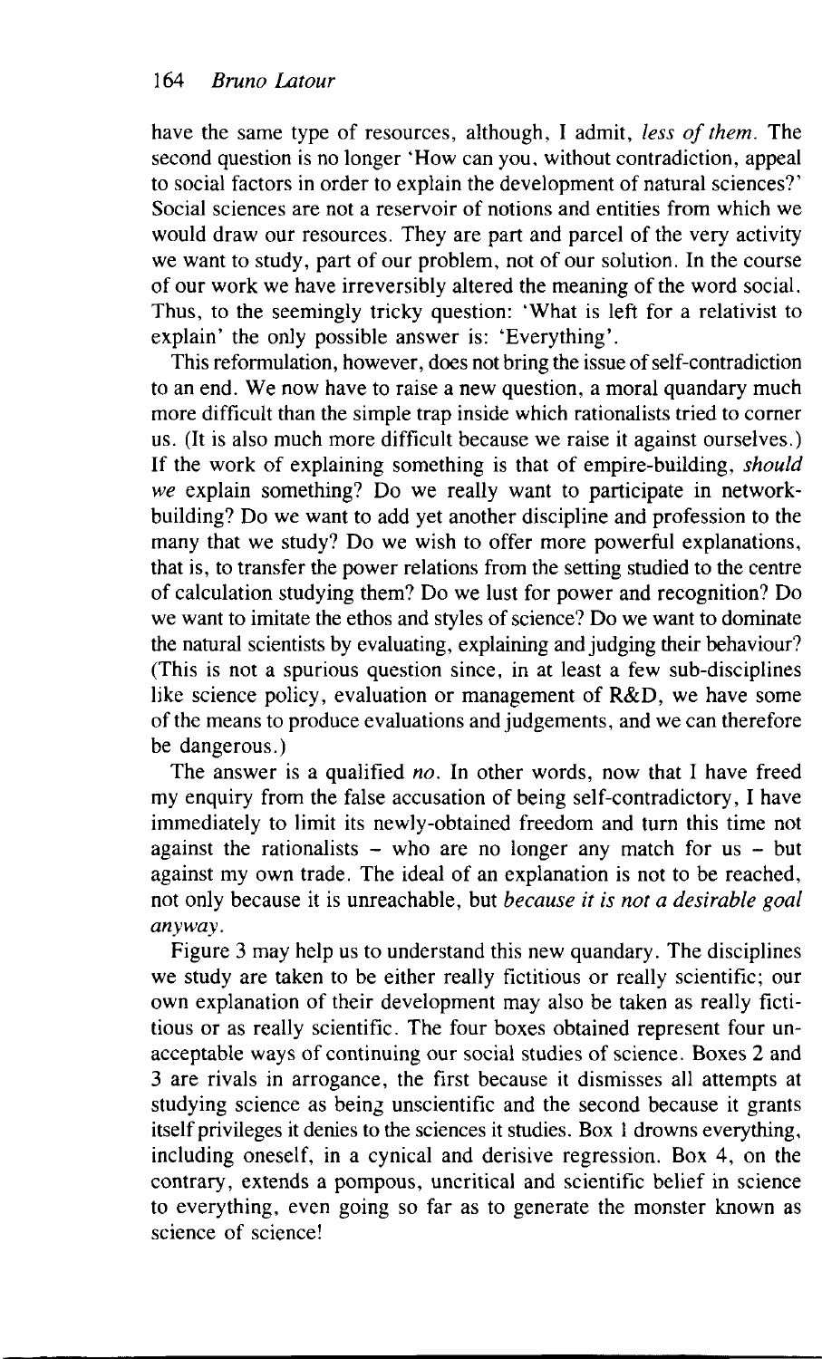have the same type of resources, although, I admit, *less of them*. The second question is no longer 'How can you, without contradiction, appeal to social factors in order to explain the development of natural sciences?' Social sciences are not a reservoir of notions and entities from which we would draw our resources. They are part and parcel of the very activity we want to study, part of our problem, not of our solution. In the course of our work we have irreversibly altered the meaning of the word social. Thus, to the seemingly tricky question: 'What is left for a relativist to explain' the only possible answer is: 'Everything'.

This reformulation, however, does not bring the issue of self-contradiction to an end. We now have to raise a new question, a moral quandary much more difficult than the simple trap inside which rationalists tried to corner us. (It is also much more difficult because we raise it against ourselves.) If the work of explaining something is that of empire-building, *should we* explain something? Do we really want to participate in network-building? Do we want to add yet another discipline and profession to the many that we study? Do we wish to offer more powerful explanations, that is, to transfer the power relations from the setting studied to the centre of calculation studying them? Do we lust for power and recognition? Do we want to imitate the ethos and styles of science? Do we want to dominate the natural scientists by evaluating, explaining and judging their behaviour? (This is not a spurious question since, in at least a few sub-disciplines like science policy, evaluation or management of R&D, we have some of the means to produce evaluations and judgements, and we can therefore be dangerous.)

The answer is a qualified *no*. In other words, now that I have freed my enquiry from the false accusation of being self-contradictory, I have immediately to limit its newly-obtained freedom and turn this time not against the rationalists – who are no longer any match for us – but against my own trade. The ideal of an explanation is not to be reached, not only because it is unreachable, but *because it is not a desirable goal anyway*.

Figure 3 may help us to understand this new quandary. The disciplines we study are taken to be either really fictitious or really scientific; our own explanation of their development may also be taken as really fictitious or as really scientific. The four boxes obtained represent four unacceptable ways of continuing our social studies of science. Boxes 2 and 3 are rivals in arrogance, the first because it dismisses all attempts at studying science as being unscientific and the second because it grants itself privileges it denies to the sciences it studies. Box 1 drowns everything, including oneself, in a cynical and derisive regression. Box 4, on the contrary, extends a pompous, uncritical and scientific belief in science to everything, even going so far as to generate the monster known as science of science!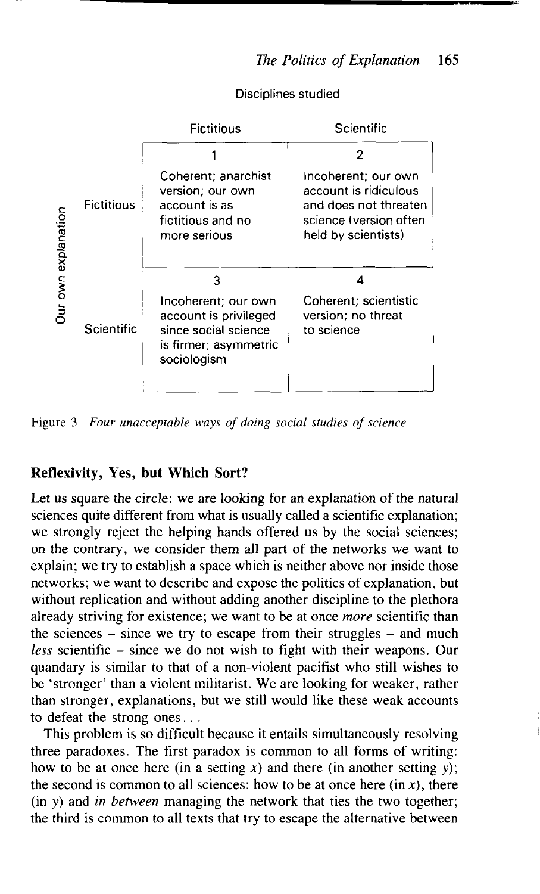Disciplines studied

| Our own explanation | Fictitious | Scientific |
| --- | --- | --- |
| Fictitious | 1<br>Coherent; anarchist version; our own account is as fictitious and no more serious | 2<br>Incoherent; our own account is ridiculous and does not threaten science (version often held by scientists) |
| Scientific | 3<br>Incoherent; our own account is privileged since social science is firmer; asymmetric sociologism | 4<br>Coherent; scientistic version; no threat to science |

Figure 3 *Four unacceptable ways of doing social studies of science*

## Reflexivity, Yes, but Which Sort?

Let us square the circle: we are looking for an explanation of the natural sciences quite different from what is usually called a scientific explanation; we strongly reject the helping hands offered us by the social sciences; on the contrary, we consider them all part of the networks we want to explain; we try to establish a space which is neither above nor inside those networks; we want to describe and expose the politics of explanation, but without replication and without adding another discipline to the plethora already striving for existence; we want to be at once *more* scientific than the sciences – since we try to escape from their struggles – and much *less* scientific – since we do not wish to fight with their weapons. Our quandary is similar to that of a non-violent pacifist who still wishes to be 'stronger' than a violent militarist. We are looking for weaker, rather than stronger, explanations, but we still would like these weak accounts to defeat the strong ones...

This problem is so difficult because it entails simultaneously resolving three paradoxes. The first paradox is common to all forms of writing: how to be at once here (in a setting $x$) and there (in another setting $y$); the second is common to all sciences: how to be at once here (in $x$), there (in $y$) and *in between* managing the network that ties the two together; the third is common to all texts that try to escape the alternative between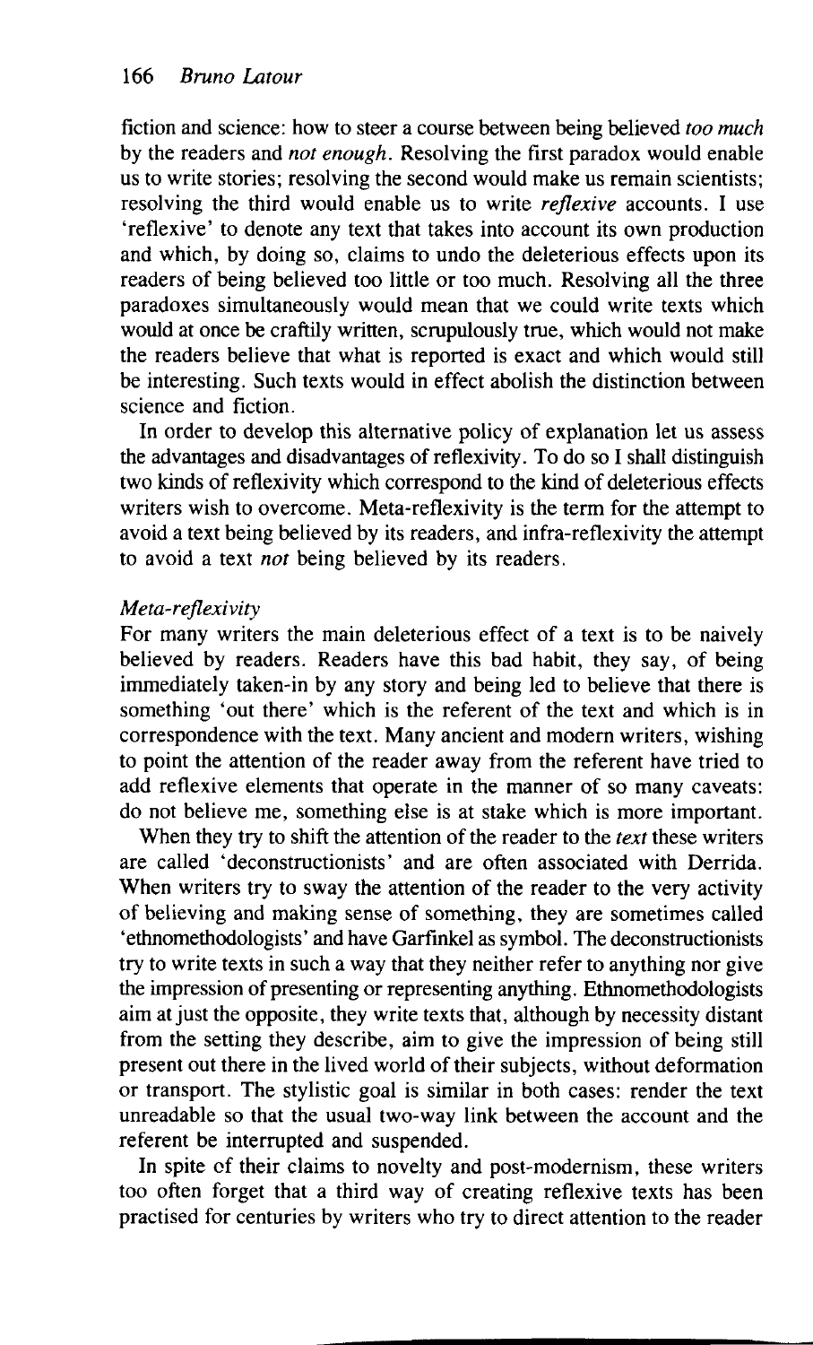fiction and science: how to steer a course between being believed *too much* by the readers and *not enough*. Resolving the first paradox would enable us to write stories; resolving the second would make us remain scientists; resolving the third would enable us to write *reflexive* accounts. I use 'reflexive' to denote any text that takes into account its own production and which, by doing so, claims to undo the deleterious effects upon its readers of being believed too little or too much. Resolving all the three paradoxes simultaneously would mean that we could write texts which would at once be craftily written, scrupulously true, which would not make the readers believe that what is reported is exact and which would still be interesting. Such texts would in effect abolish the distinction between science and fiction.

In order to develop this alternative policy of explanation let us assess the advantages and disadvantages of reflexivity. To do so I shall distinguish two kinds of reflexivity which correspond to the kind of deleterious effects writers wish to overcome. Meta-reflexivity is the term for the attempt to avoid a text being believed by its readers, and infra-reflexivity the attempt to avoid a text *not* being believed by its readers.

*Meta-reflexivity*

For many writers the main deleterious effect of a text is to be naively believed by readers. Readers have this bad habit, they say, of being immediately taken-in by any story and being led to believe that there is something 'out there' which is the referent of the text and which is in correspondence with the text. Many ancient and modern writers, wishing to point the attention of the reader away from the referent have tried to add reflexive elements that operate in the manner of so many caveats: do not believe me, something else is at stake which is more important.

When they try to shift the attention of the reader to the *text* these writers are called 'deconstructionists' and are often associated with Derrida. When writers try to sway the attention of the reader to the very activity of believing and making sense of something, they are sometimes called 'ethnomethodologists' and have Garfinkel as symbol. The deconstructionists try to write texts in such a way that they neither refer to anything nor give the impression of presenting or representing anything. Ethnomethodologists aim at just the opposite, they write texts that, although by necessity distant from the setting they describe, aim to give the impression of being still present out there in the lived world of their subjects, without deformation or transport. The stylistic goal is similar in both cases: render the text unreadable so that the usual two-way link between the account and the referent be interrupted and suspended.

In spite of their claims to novelty and post-modernism, these writers too often forget that a third way of creating reflexive texts has been practised for centuries by writers who try to direct attention to the reader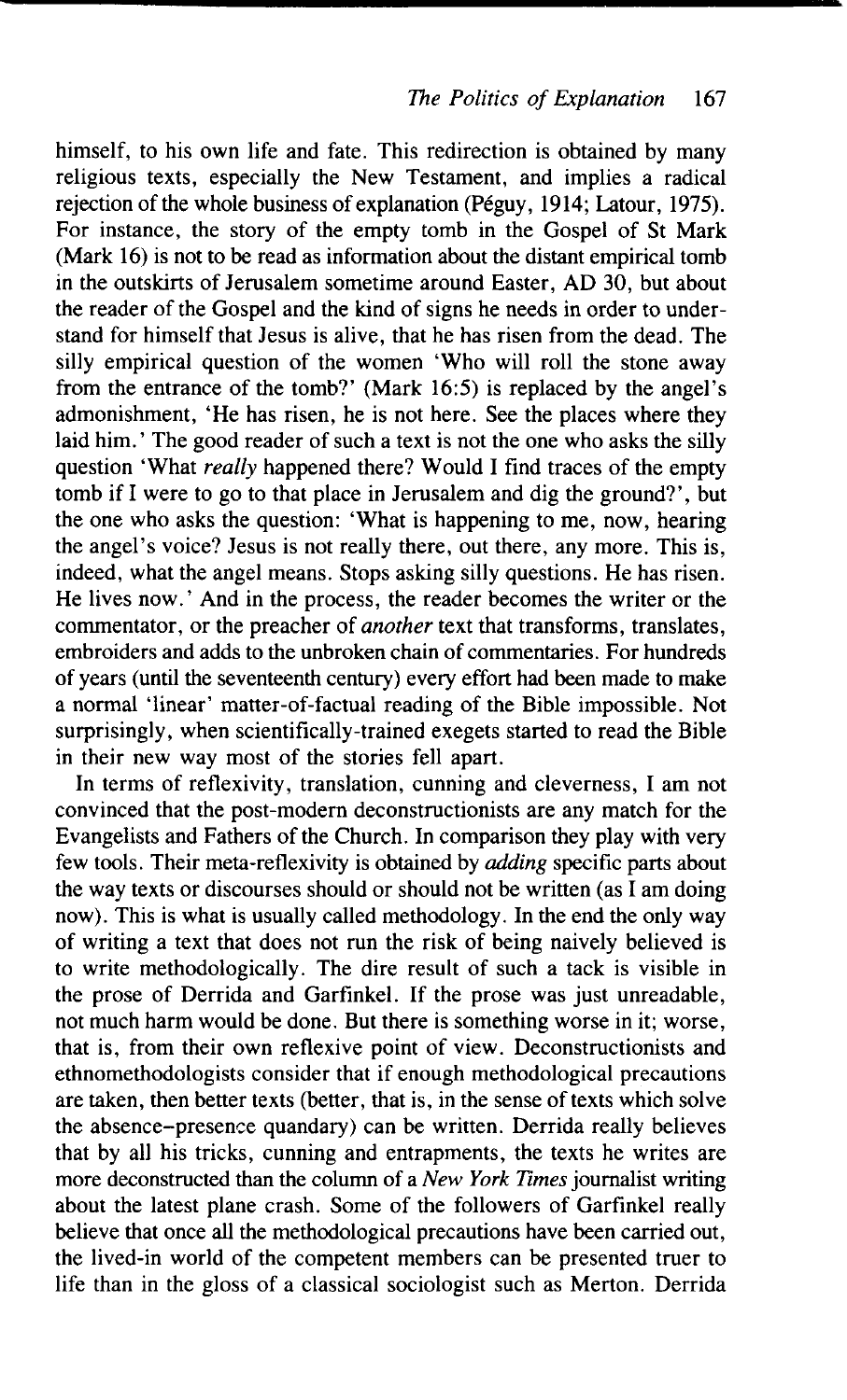himself, to his own life and fate. This redirection is obtained by many religious texts, especially the New Testament, and implies a radical rejection of the whole business of explanation (Péguy, 1914; Latour, 1975). For instance, the story of the empty tomb in the Gospel of St Mark (Mark 16) is not to be read as information about the distant empirical tomb in the outskirts of Jerusalem sometime around Easter, AD 30, but about the reader of the Gospel and the kind of signs he needs in order to understand for himself that Jesus is alive, that he has risen from the dead. The silly empirical question of the women 'Who will roll the stone away from the entrance of the tomb?' (Mark 16:5) is replaced by the angel's admonishment, 'He has risen, he is not here. See the places where they laid him.' The good reader of such a text is not the one who asks the silly question 'What *really* happened there? Would I find traces of the empty tomb if I were to go to that place in Jerusalem and dig the ground?', but the one who asks the question: 'What is happening to me, now, hearing the angel's voice? Jesus is not really there, out there, any more. This is, indeed, what the angel means. Stops asking silly questions. He has risen. He lives now.' And in the process, the reader becomes the writer or the commentator, or the preacher of *another* text that transforms, translates, embroiders and adds to the unbroken chain of commentaries. For hundreds of years (until the seventeenth century) every effort had been made to make a normal 'linear' matter-of-factual reading of the Bible impossible. Not surprisingly, when scientifically-trained exegets started to read the Bible in their new way most of the stories fell apart.

In terms of reflexivity, translation, cunning and cleverness, I am not convinced that the post-modern deconstructionists are any match for the Evangelists and Fathers of the Church. In comparison they play with very few tools. Their meta-reflexivity is obtained by *adding* specific parts about the way texts or discourses should or should not be written (as I am doing now). This is what is usually called methodology. In the end the only way of writing a text that does not run the risk of being naively believed is to write methodologically. The dire result of such a tack is visible in the prose of Derrida and Garfinkel. If the prose was just unreadable, not much harm would be done. But there is something worse in it; worse, that is, from their own reflexive point of view. Deconstructionists and ethnomethodologists consider that if enough methodological precautions are taken, then better texts (better, that is, in the sense of texts which solve the absence–presence quandary) can be written. Derrida really believes that by all his tricks, cunning and entrapments, the texts he writes are more deconstructed than the column of a *New York Times* journalist writing about the latest plane crash. Some of the followers of Garfinkel really believe that once all the methodological precautions have been carried out, the lived-in world of the competent members can be presented truer to life than in the gloss of a classical sociologist such as Merton. Derrida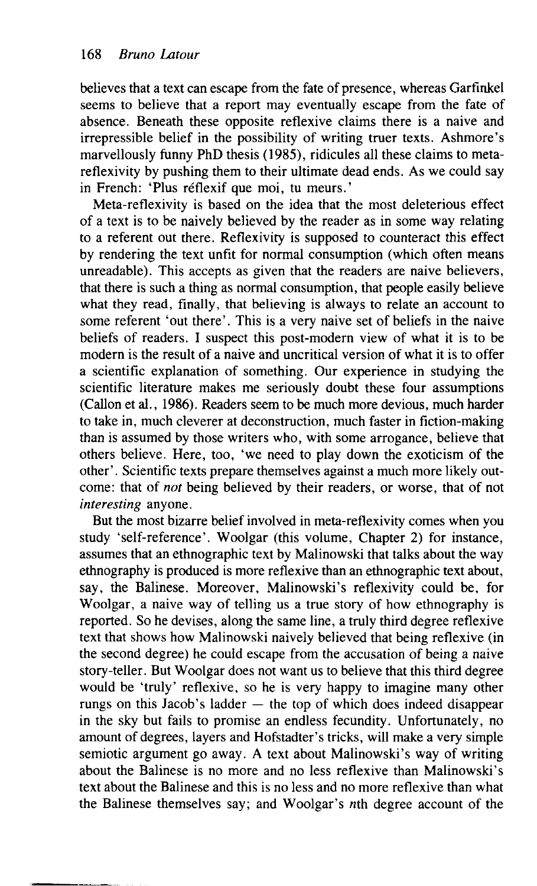believes that a text can escape from the fate of presence, whereas Garfinkel seems to believe that a report may eventually escape from the fate of absence. Beneath these opposite reflexive claims there is a naive and irrepressible belief in the possibility of writing truer texts. Ashmore's marvellously funny PhD thesis (1985), ridicules all these claims to meta-reflexivity by pushing them to their ultimate dead ends. As we could say in French: 'Plus réflexif que moi, tu meurs.'

Meta-reflexivity is based on the idea that the most deleterious effect of a text is to be naively believed by the reader as in some way relating to a referent out there. Reflexivity is supposed to counteract this effect by rendering the text unfit for normal consumption (which often means unreadable). This accepts as given that the readers are naive believers, that there is such a thing as normal consumption, that people easily believe what they read, finally, that believing is always to relate an account to some referent 'out there'. This is a very naive set of beliefs in the naive beliefs of readers. I suspect this post-modern view of what it is to be modern is the result of a naive and uncritical version of what it is to offer a scientific explanation of something. Our experience in studying the scientific literature makes me seriously doubt these four assumptions (Callon et al., 1986). Readers seem to be much more devious, much harder to take in, much cleverer at deconstruction, much faster in fiction-making than is assumed by those writers who, with some arrogance, believe that others believe. Here, too, 'we need to play down the exoticism of the other'. Scientific texts prepare themselves against a much more likely outcome: that of *not* being believed by their readers, or worse, that of not *interesting* anyone.

But the most bizarre belief involved in meta-reflexivity comes when you study 'self-reference'. Woolgar (this volume, Chapter 2) for instance, assumes that an ethnographic text by Malinowski that talks about the way ethnography is produced is more reflexive than an ethnographic text about, say, the Balinese. Moreover, Malinowski's reflexivity could be, for Woolgar, a naive way of telling us a true story of how ethnography is reported. So he devises, along the same line, a truly third degree reflexive text that shows how Malinowski naively believed that being reflexive (in the second degree) he could escape from the accusation of being a naive story-teller. But Woolgar does not want us to believe that this third degree would be 'truly' reflexive, so he is very happy to imagine many other rungs on this Jacob's ladder — the top of which does indeed disappear in the sky but fails to promise an endless fecundity. Unfortunately, no amount of degrees, layers and Hofstadter's tricks, will make a very simple semiotic argument go away. A text about Malinowski's way of writing about the Balinese is no more and no less reflexive than Malinowski's text about the Balinese and this is no less and no more reflexive than what the Balinese themselves say; and Woolgar's *n*th degree account of the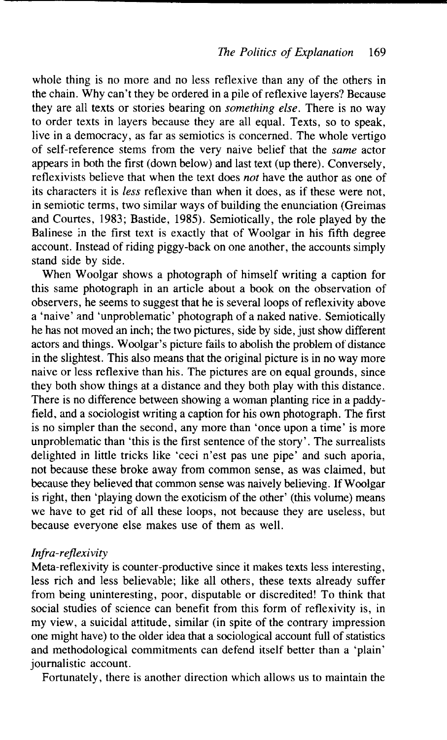whole thing is no more and no less reflexive than any of the others in the chain. Why can't they be ordered in a pile of reflexive layers? Because they are all texts or stories bearing on *something else*. There is no way to order texts in layers because they are all equal. Texts, so to speak, live in a democracy, as far as semiotics is concerned. The whole vertigo of self-reference stems from the very naive belief that the *same* actor appears in both the first (down below) and last text (up there). Conversely, reflexivists believe that when the text does *not* have the author as one of its characters it is *less* reflexive than when it does, as if these were not, in semiotic terms, two similar ways of building the enunciation (Greimas and Courtes, 1983; Bastide, 1985). Semiotically, the role played by the Balinese in the first text is exactly that of Woolgar in his fifth degree account. Instead of riding piggy-back on one another, the accounts simply stand side by side.

When Woolgar shows a photograph of himself writing a caption for this same photograph in an article about a book on the observation of observers, he seems to suggest that he is several loops of reflexivity above a 'naive' and 'unproblematic' photograph of a naked native. Semiotically he has not moved an inch; the two pictures, side by side, just show different actors and things. Woolgar's picture fails to abolish the problem of distance in the slightest. This also means that the original picture is in no way more naive or less reflexive than his. The pictures are on equal grounds, since they both show things at a distance and they both play with this distance. There is no difference between showing a woman planting rice in a paddy-field, and a sociologist writing a caption for his own photograph. The first is no simpler than the second, any more than 'once upon a time' is more unproblematic than 'this is the first sentence of the story'. The surrealists delighted in little tricks like 'ceci n'est pas une pipe' and such aporia, not because these broke away from common sense, as was claimed, but because they believed that common sense was naively believing. If Woolgar is right, then 'playing down the exoticism of the other' (this volume) means we have to get rid of all these loops, not because they are useless, but because everyone else makes use of them as well.

### *Infra-reflexivity*

Meta-reflexivity is counter-productive since it makes texts less interesting, less rich and less believable; like all others, these texts already suffer from being uninteresting, poor, disputable or discredited! To think that social studies of science can benefit from this form of reflexivity is, in my view, a suicidal attitude, similar (in spite of the contrary impression one might have) to the older idea that a sociological account full of statistics and methodological commitments can defend itself better than a 'plain' journalistic account.

Fortunately, there is another direction which allows us to maintain the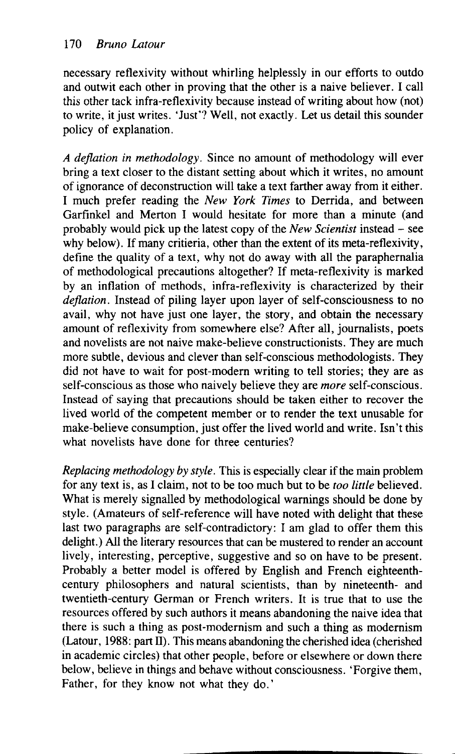necessary reflexivity without whirling helplessly in our efforts to outdo and outwit each other in proving that the other is a naive believer. I call this other tack infra-reflexivity because instead of writing about how (not) to write, it just writes. 'Just'? Well, not exactly. Let us detail this sounder policy of explanation.

*A deflation in methodology*. Since no amount of methodology will ever bring a text closer to the distant setting about which it writes, no amount of ignorance of deconstruction will take a text farther away from it either. I much prefer reading the *New York Times* to Derrida, and between Garfinkel and Merton I would hesitate for more than a minute (and probably would pick up the latest copy of the *New Scientist* instead – see why below). If many critieria, other than the extent of its meta-reflexivity, define the quality of a text, why not do away with all the paraphernalia of methodological precautions altogether? If meta-reflexivity is marked by an inflation of methods, infra-reflexivity is characterized by their *deflation*. Instead of piling layer upon layer of self-consciousness to no avail, why not have just one layer, the story, and obtain the necessary amount of reflexivity from somewhere else? After all, journalists, poets and novelists are not naive make-believe constructionists. They are much more subtle, devious and clever than self-conscious methodologists. They did not have to wait for post-modern writing to tell stories; they are as self-conscious as those who naively believe they are *more* self-conscious. Instead of saying that precautions should be taken either to recover the lived world of the competent member or to render the text unusable for make-believe consumption, just offer the lived world and write. Isn't this what novelists have done for three centuries?

*Replacing methodology by style*. This is especially clear if the main problem for any text is, as I claim, not to be too much but to be *too little* believed. What is merely signalled by methodological warnings should be done by style. (Amateurs of self-reference will have noted with delight that these last two paragraphs are self-contradictory: I am glad to offer them this delight.) All the literary resources that can be mustered to render an account lively, interesting, perceptive, suggestive and so on have to be present. Probably a better model is offered by English and French eighteenth-century philosophers and natural scientists, than by nineteenth- and twentieth-century German or French writers. It is true that to use the resources offered by such authors it means abandoning the naive idea that there is such a thing as post-modernism and such a thing as modernism (Latour, 1988: part II). This means abandoning the cherished idea (cherished in academic circles) that other people, before or elsewhere or down there below, believe in things and behave without consciousness. 'Forgive them, Father, for they know not what they do.'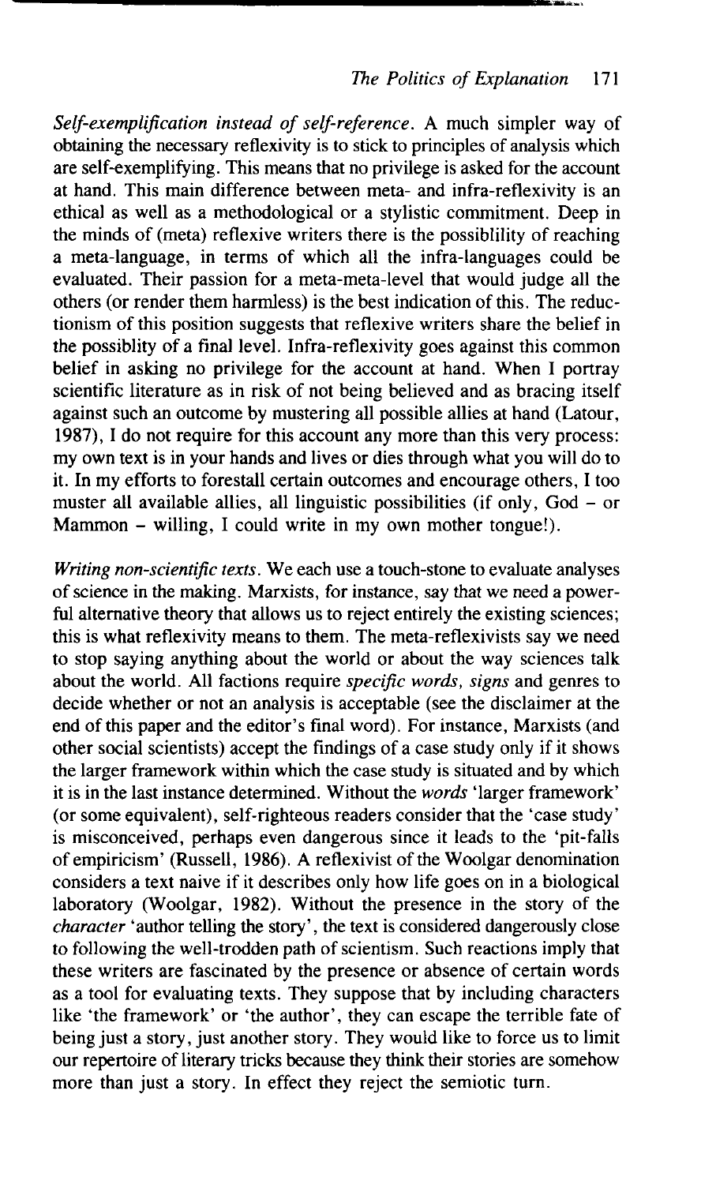*Self-exemplification instead of self-reference.* A much simpler way of obtaining the necessary reflexivity is to stick to principles of analysis which are self-exemplifying. This means that no privilege is asked for the account at hand. This main difference between meta- and infra-reflexivity is an ethical as well as a methodological or a stylistic commitment. Deep in the minds of (meta) reflexive writers there is the possiblility of reaching a meta-language, in terms of which all the infra-languages could be evaluated. Their passion for a meta-meta-level that would judge all the others (or render them harmless) is the best indication of this. The reductionism of this position suggests that reflexive writers share the belief in the possiblity of a final level. Infra-reflexivity goes against this common belief in asking no privilege for the account at hand. When I portray scientific literature as in risk of not being believed and as bracing itself against such an outcome by mustering all possible allies at hand (Latour, 1987), I do not require for this account any more than this very process: my own text is in your hands and lives or dies through what you will do to it. In my efforts to forestall certain outcomes and encourage others, I too muster all available allies, all linguistic possibilities (if only, God – or Mammon – willing, I could write in my own mother tongue!).

*Writing non-scientific texts.* We each use a touch-stone to evaluate analyses of science in the making. Marxists, for instance, say that we need a powerful alternative theory that allows us to reject entirely the existing sciences; this is what reflexivity means to them. The meta-reflexivists say we need to stop saying anything about the world or about the way sciences talk about the world. All factions require *specific words, signs* and genres to decide whether or not an analysis is acceptable (see the disclaimer at the end of this paper and the editor's final word). For instance, Marxists (and other social scientists) accept the findings of a case study only if it shows the larger framework within which the case study is situated and by which it is in the last instance determined. Without the *words* 'larger framework' (or some equivalent), self-righteous readers consider that the 'case study' is misconceived, perhaps even dangerous since it leads to the 'pit-falls of empiricism' (Russell, 1986). A reflexivist of the Woolgar denomination considers a text naive if it describes only how life goes on in a biological laboratory (Woolgar, 1982). Without the presence in the story of the *character* 'author telling the story', the text is considered dangerously close to following the well-trodden path of scientism. Such reactions imply that these writers are fascinated by the presence or absence of certain words as a tool for evaluating texts. They suppose that by including characters like 'the framework' or 'the author', they can escape the terrible fate of being just a story, just another story. They would like to force us to limit our repertoire of literary tricks because they think their stories are somehow more than just a story. In effect they reject the semiotic turn.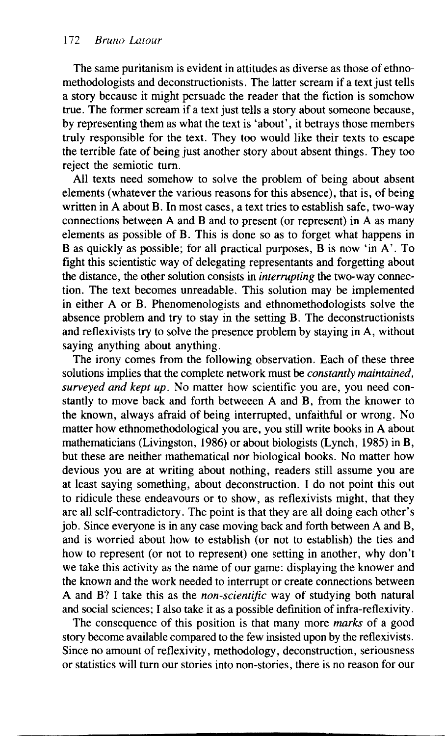The same puritanism is evident in attitudes as diverse as those of ethnomethodologists and deconstructionists. The latter scream if a text just tells a story because it might persuade the reader that the fiction is somehow true. The former scream if a text just tells a story about someone because, by representing them as what the text is 'about', it betrays those members truly responsible for the text. They too would like their texts to escape the terrible fate of being just another story about absent things. They too reject the semiotic turn.

All texts need somehow to solve the problem of being about absent elements (whatever the various reasons for this absence), that is, of being written in A about B. In most cases, a text tries to establish safe, two-way connections between A and B and to present (or represent) in A as many elements as possible of B. This is done so as to forget what happens in B as quickly as possible; for all practical purposes, B is now 'in A'. To fight this scientistic way of delegating representants and forgetting about the distance, the other solution consists in *interrupting* the two-way connection. The text becomes unreadable. This solution may be implemented in either A or B. Phenomenologists and ethnomethodologists solve the absence problem and try to stay in the setting B. The deconstructionists and reflexivists try to solve the presence problem by staying in A, without saying anything about anything.

The irony comes from the following observation. Each of these three solutions implies that the complete network must be *constantly maintained, surveyed and kept up*. No matter how scientific you are, you need constantly to move back and forth betweeen A and B, from the knower to the known, always afraid of being interrupted, unfaithful or wrong. No matter how ethnomethodological you are, you still write books in A about mathematicians (Livingston, 1986) or about biologists (Lynch, 1985) in B, but these are neither mathematical nor biological books. No matter how devious you are at writing about nothing, readers still assume you are at least saying something, about deconstruction. I do not point this out to ridicule these endeavours or to show, as reflexivists might, that they are all self-contradictory. The point is that they are all doing each other's job. Since everyone is in any case moving back and forth between A and B, and is worried about how to establish (or not to establish) the ties and how to represent (or not to represent) one setting in another, why don't we take this activity as the name of our game: displaying the knower and the known and the work needed to interrupt or create connections between A and B? I take this as the *non-scientific* way of studying both natural and social sciences; I also take it as a possible definition of infra-reflexivity.

The consequence of this position is that many more *marks* of a good story become available compared to the few insisted upon by the reflexivists. Since no amount of reflexivity, methodology, deconstruction, seriousness or statistics will turn our stories into non-stories, there is no reason for our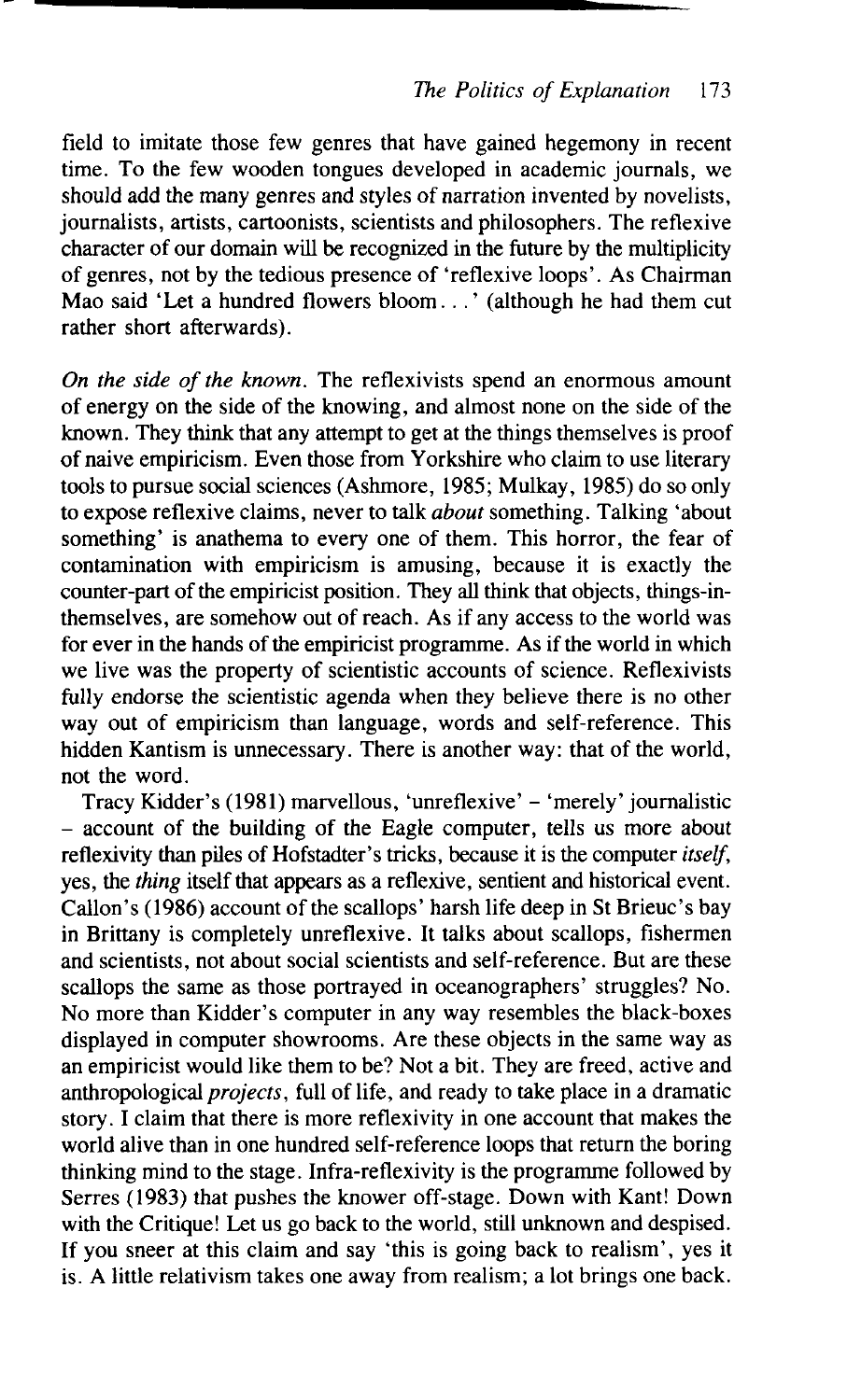field to imitate those few genres that have gained hegemony in recent time. To the few wooden tongues developed in academic journals, we should add the many genres and styles of narration invented by novelists, journalists, artists, cartoonists, scientists and philosophers. The reflexive character of our domain will be recognized in the future by the multiplicity of genres, not by the tedious presence of 'reflexive loops'. As Chairman Mao said 'Let a hundred flowers bloom. . .' (although he had them cut rather short afterwards).

*On the side of the known.* The reflexivists spend an enormous amount of energy on the side of the knowing, and almost none on the side of the known. They think that any attempt to get at the things themselves is proof of naive empiricism. Even those from Yorkshire who claim to use literary tools to pursue social sciences (Ashmore, 1985; Mulkay, 1985) do so only to expose reflexive claims, never to talk *about* something. Talking 'about something' is anathema to every one of them. This horror, the fear of contamination with empiricism is amusing, because it is exactly the counter-part of the empiricist position. They all think that objects, things-in-themselves, are somehow out of reach. As if any access to the world was for ever in the hands of the empiricist programme. As if the world in which we live was the property of scientistic accounts of science. Reflexivists fully endorse the scientistic agenda when they believe there is no other way out of empiricism than language, words and self-reference. This hidden Kantism is unnecessary. There is another way: that of the world, not the word.

Tracy Kidder's (1981) marvellous, 'unreflexive' – 'merely' journalistic – account of the building of the Eagle computer, tells us more about reflexivity than piles of Hofstadter's tricks, because it is the computer *itself*, yes, the *thing* itself that appears as a reflexive, sentient and historical event. Callon's (1986) account of the scallops' harsh life deep in St Brieuc's bay in Brittany is completely unreflexive. It talks about scallops, fishermen and scientists, not about social scientists and self-reference. But are these scallops the same as those portrayed in oceanographers' struggles? No. No more than Kidder's computer in any way resembles the black-boxes displayed in computer showrooms. Are these objects in the same way as an empiricist would like them to be? Not a bit. They are freed, active and anthropological *projects*, full of life, and ready to take place in a dramatic story. I claim that there is more reflexivity in one account that makes the world alive than in one hundred self-reference loops that return the boring thinking mind to the stage. Infra-reflexivity is the programme followed by Serres (1983) that pushes the knower off-stage. Down with Kant! Down with the Critique! Let us go back to the world, still unknown and despised. If you sneer at this claim and say 'this is going back to realism', yes it is. A little relativism takes one away from realism; a lot brings one back.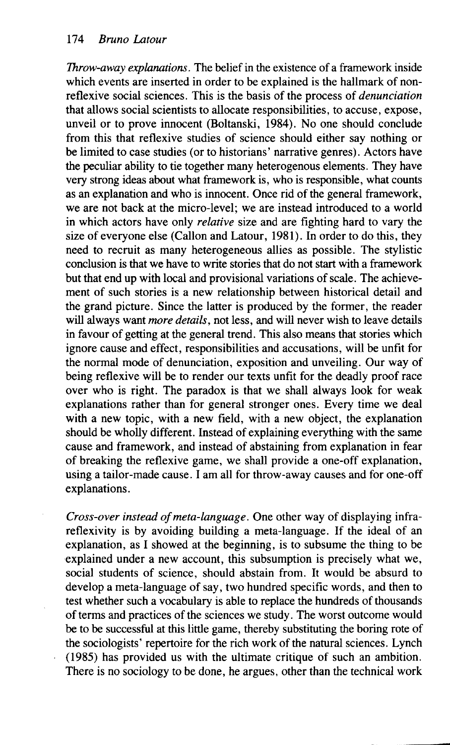*Throw-away explanations*. The belief in the existence of a framework inside which events are inserted in order to be explained is the hallmark of non-reflexive social sciences. This is the basis of the process of *denunciation* that allows social scientists to allocate responsibilities, to accuse, expose, unveil or to prove innocent (Boltanski, 1984). No one should conclude from this that reflexive studies of science should either say nothing or be limited to case studies (or to historians' narrative genres). Actors have the peculiar ability to tie together many heterogenous elements. They have very strong ideas about what framework is, who is responsible, what counts as an explanation and who is innocent. Once rid of the general framework, we are not back at the micro-level; we are instead introduced to a world in which actors have only *relative* size and are fighting hard to vary the size of everyone else (Callon and Latour, 1981). In order to do this, they need to recruit as many heterogeneous allies as possible. The stylistic conclusion is that we have to write stories that do not start with a framework but that end up with local and provisional variations of scale. The achievement of such stories is a new relationship between historical detail and the grand picture. Since the latter is produced by the former, the reader will always want *more details*, not less, and will never wish to leave details in favour of getting at the general trend. This also means that stories which ignore cause and effect, responsibilities and accusations, will be unfit for the normal mode of denunciation, exposition and unveiling. Our way of being reflexive will be to render our texts unfit for the deadly proof race over who is right. The paradox is that we shall always look for weak explanations rather than for general stronger ones. Every time we deal with a new topic, with a new field, with a new object, the explanation should be wholly different. Instead of explaining everything with the same cause and framework, and instead of abstaining from explanation in fear of breaking the reflexive game, we shall provide a one-off explanation, using a tailor-made cause. I am all for throw-away causes and for one-off explanations.

*Cross-over instead of meta-language*. One other way of displaying infra-reflexivity is by avoiding building a meta-language. If the ideal of an explanation, as I showed at the beginning, is to subsume the thing to be explained under a new account, this subsumption is precisely what we, social students of science, should abstain from. It would be absurd to develop a meta-language of say, two hundred specific words, and then to test whether such a vocabulary is able to replace the hundreds of thousands of terms and practices of the sciences we study. The worst outcome would be to be successful at this little game, thereby substituting the boring rote of the sociologists' repertoire for the rich work of the natural sciences. Lynch (1985) has provided us with the ultimate critique of such an ambition. There is no sociology to be done, he argues, other than the technical work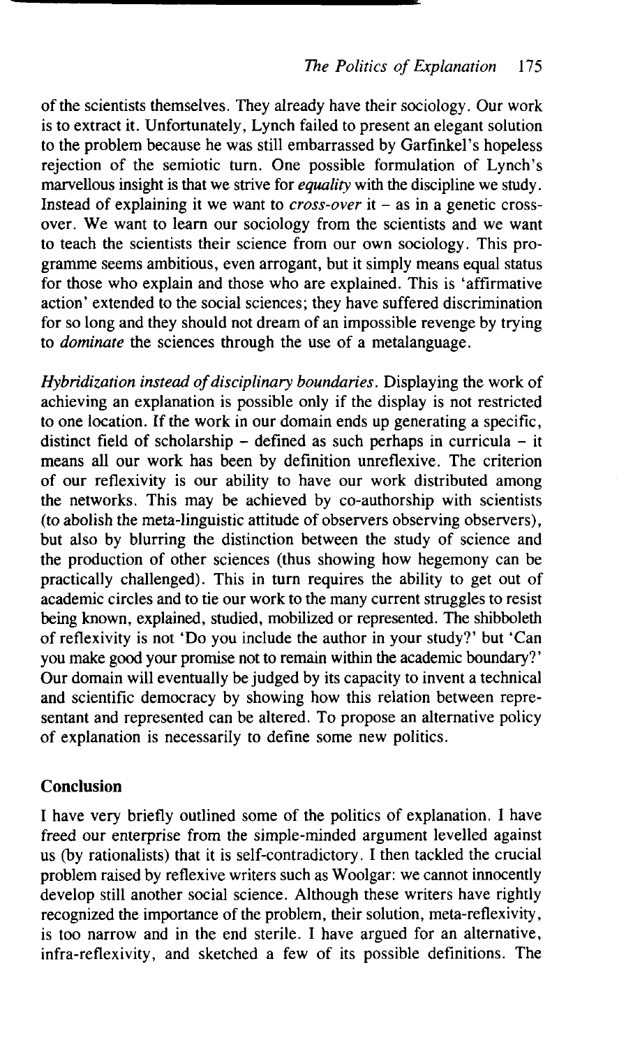of the scientists themselves. They already have their sociology. Our work is to extract it. Unfortunately, Lynch failed to present an elegant solution to the problem because he was still embarrassed by Garfinkel's hopeless rejection of the semiotic turn. One possible formulation of Lynch's marvellous insight is that we strive for *equality* with the discipline we study. Instead of explaining it we want to *cross-over* it – as in a genetic cross-over. We want to learn our sociology from the scientists and we want to teach the scientists their science from our own sociology. This programme seems ambitious, even arrogant, but it simply means equal status for those who explain and those who are explained. This is 'affirmative action' extended to the social sciences; they have suffered discrimination for so long and they should not dream of an impossible revenge by trying to *dominate* the sciences through the use of a metalanguage.

*Hybridization instead of disciplinary boundaries*. Displaying the work of achieving an explanation is possible only if the display is not restricted to one location. If the work in our domain ends up generating a specific, distinct field of scholarship – defined as such perhaps in curricula – it means all our work has been by definition unreflexive. The criterion of our reflexivity is our ability to have our work distributed among the networks. This may be achieved by co-authorship with scientists (to abolish the meta-linguistic attitude of observers observing observers), but also by blurring the distinction between the study of science and the production of other sciences (thus showing how hegemony can be practically challenged). This in turn requires the ability to get out of academic circles and to tie our work to the many current struggles to resist being known, explained, studied, mobilized or represented. The shibboleth of reflexivity is not 'Do you include the author in your study?' but 'Can you make good your promise not to remain within the academic boundary?' Our domain will eventually be judged by its capacity to invent a technical and scientific democracy by showing how this relation between representant and represented can be altered. To propose an alternative policy of explanation is necessarily to define some new politics.

## Conclusion

I have very briefly outlined some of the politics of explanation. I have freed our enterprise from the simple-minded argument levelled against us (by rationalists) that it is self-contradictory. I then tackled the crucial problem raised by reflexive writers such as Woolgar: we cannot innocently develop still another social science. Although these writers have rightly recognized the importance of the problem, their solution, meta-reflexivity, is too narrow and in the end sterile. I have argued for an alternative, infra-reflexivity, and sketched a few of its possible definitions. The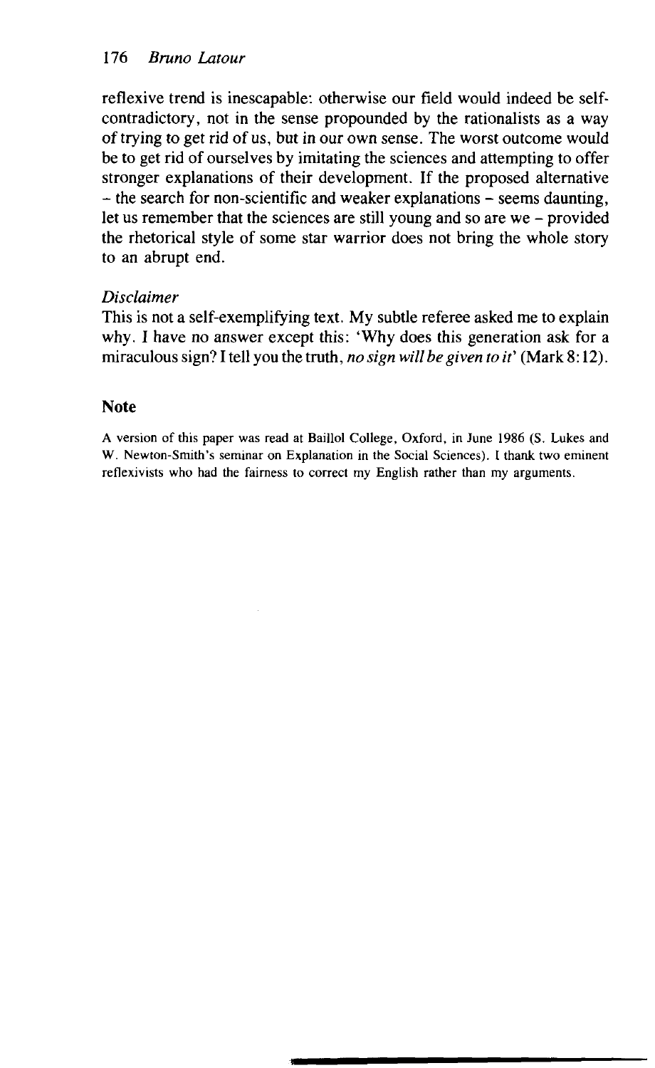reflexive trend is inescapable: otherwise our field would indeed be self-contradictory, not in the sense propounded by the rationalists as a way of trying to get rid of us, but in our own sense. The worst outcome would be to get rid of ourselves by imitating the sciences and attempting to offer stronger explanations of their development. If the proposed alternative – the search for non-scientific and weaker explanations – seems daunting, let us remember that the sciences are still young and so are we – provided the rhetorical style of some star warrior does not bring the whole story to an abrupt end.

*Disclaimer*

This is not a self-exemplifying text. My subtle referee asked me to explain why. I have no answer except this: 'Why does this generation ask for a miraculous sign? I tell you the truth, *no sign will be given to it*' (Mark 8:12).

## Note

A version of this paper was read at Baillol College, Oxford, in June 1986 (S. Lukes and W. Newton-Smith's seminar on Explanation in the Social Sciences). I thank two eminent reflexivists who had the fairness to correct my English rather than my arguments.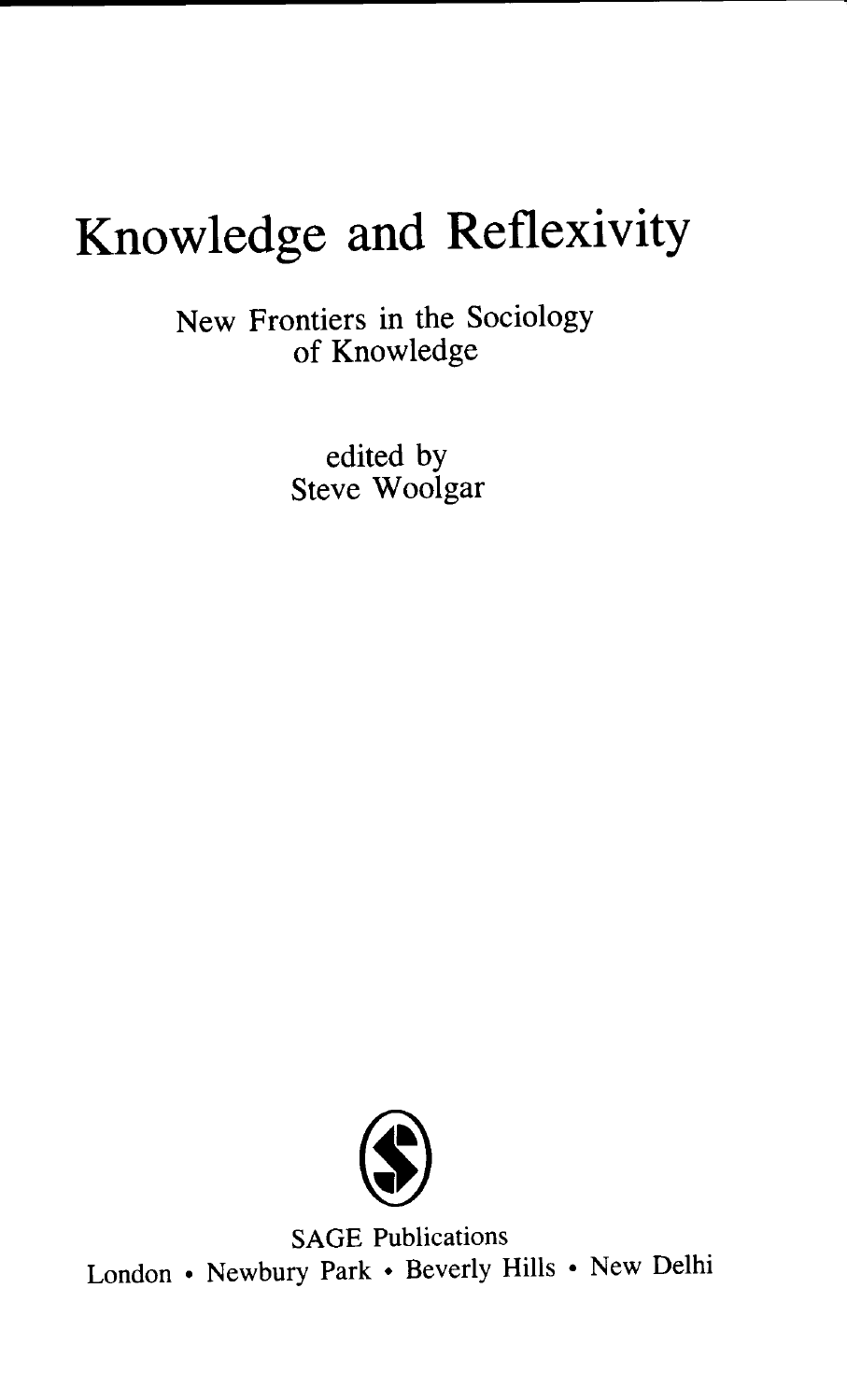# Knowledge and Reflexivity

New Frontiers in the Sociology of Knowledge

edited by
Steve Woolgar

SAGE Publications
London • Newbury Park • Beverly Hills • New Delhi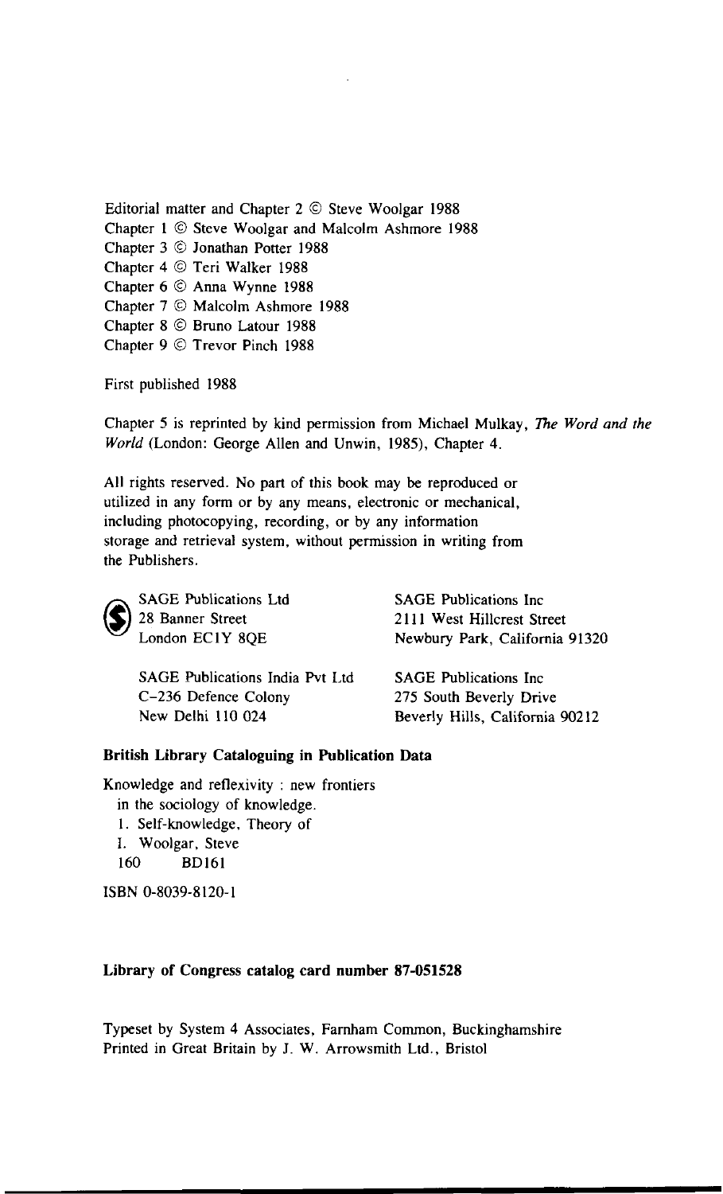Editorial matter and Chapter 2 © Steve Woolgar 1988
Chapter 1 © Steve Woolgar and Malcolm Ashmore 1988
Chapter 3 © Jonathan Potter 1988
Chapter 4 © Teri Walker 1988
Chapter 6 © Anna Wynne 1988
Chapter 7 © Malcolm Ashmore 1988
Chapter 8 © Bruno Latour 1988
Chapter 9 © Trevor Pinch 1988

First published 1988

Chapter 5 is reprinted by kind permission from Michael Mulkay, *The Word and the World* (London: George Allen and Unwin, 1985), Chapter 4.

All rights reserved. No part of this book may be reproduced or utilized in any form or by any means, electronic or mechanical, including photocopying, recording, or by any information storage and retrieval system, without permission in writing from the Publishers.

SAGE Publications Ltd
28 Banner Street
London EC1Y 8QE

SAGE Publications Inc
2111 West Hillcrest Street
Newbury Park, California 91320

SAGE Publications India Pvt Ltd
C-236 Defence Colony
New Delhi 110 024

SAGE Publications Inc
275 South Beverly Drive
Beverly Hills, California 90212

**British Library Cataloguing in Publication Data**

Knowledge and reflexivity : new frontiers
in the sociology of knowledge.
1. Self-knowledge, Theory of
I. Woolgar, Steve
160 BD161

ISBN 0-8039-8120-1

**Library of Congress catalog card number 87-051528**

Typeset by System 4 Associates, Farnham Common, Buckinghamshire
Printed in Great Britain by J. W. Arrowsmith Ltd., Bristol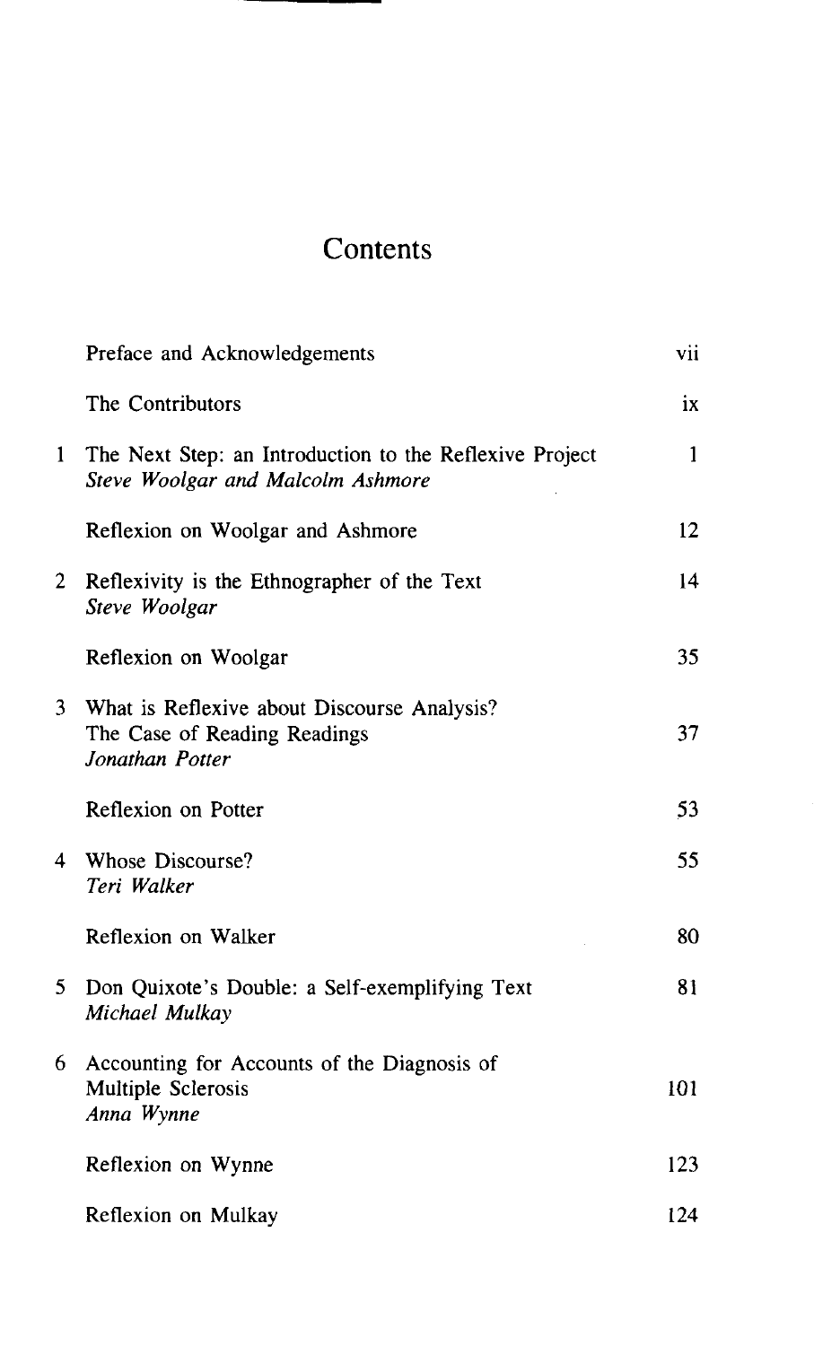# Contents

| | | |
|---|---|---|
| | Preface and Acknowledgements | vii |
| | The Contributors | ix |
| 1 | The Next Step: an Introduction to the Reflexive Project<br>*Steve Woolgar and Malcolm Ashmore* | 1 |
| | Reflexion on Woolgar and Ashmore | 12 |
| 2 | Reflexivity is the Ethnographer of the Text<br>*Steve Woolgar* | 14 |
| | Reflexion on Woolgar | 35 |
| 3 | What is Reflexive about Discourse Analysis?<br>The Case of Reading Readings<br>*Jonathan Potter* | 37 |
| | Reflexion on Potter | 53 |
| 4 | Whose Discourse?<br>*Teri Walker* | 55 |
| | Reflexion on Walker | 80 |
| 5 | Don Quixote's Double: a Self-exemplifying Text<br>*Michael Mulkay* | 81 |
| 6 | Accounting for Accounts of the Diagnosis of<br>Multiple Sclerosis<br>*Anna Wynne* | 101 |
| | Reflexion on Wynne | 123 |
| | Reflexion on Mulkay | 124 |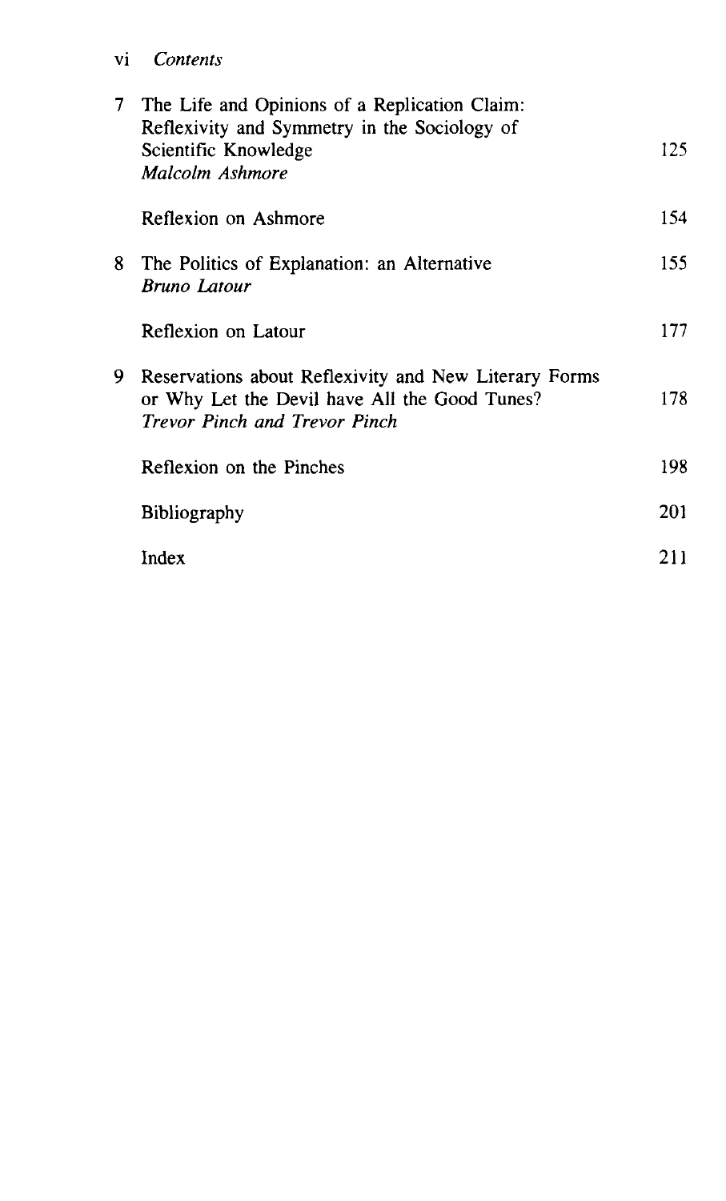| | | |
|---|---|---|
| 7 | The Life and Opinions of a Replication Claim: Reflexivity and Symmetry in the Sociology of Scientific Knowledge<br>*Malcolm Ashmore* | 125 |
| | Reflexion on Ashmore | 154 |
| 8 | The Politics of Explanation: an Alternative<br>*Bruno Latour* | 155 |
| | Reflexion on Latour | 177 |
| 9 | Reservations about Reflexivity and New Literary Forms or Why Let the Devil have All the Good Tunes?<br>*Trevor Pinch and Trevor Pinch* | 178 |
| | Reflexion on the Pinches | 198 |
| | Bibliography | 201 |
| | Index | 211 |